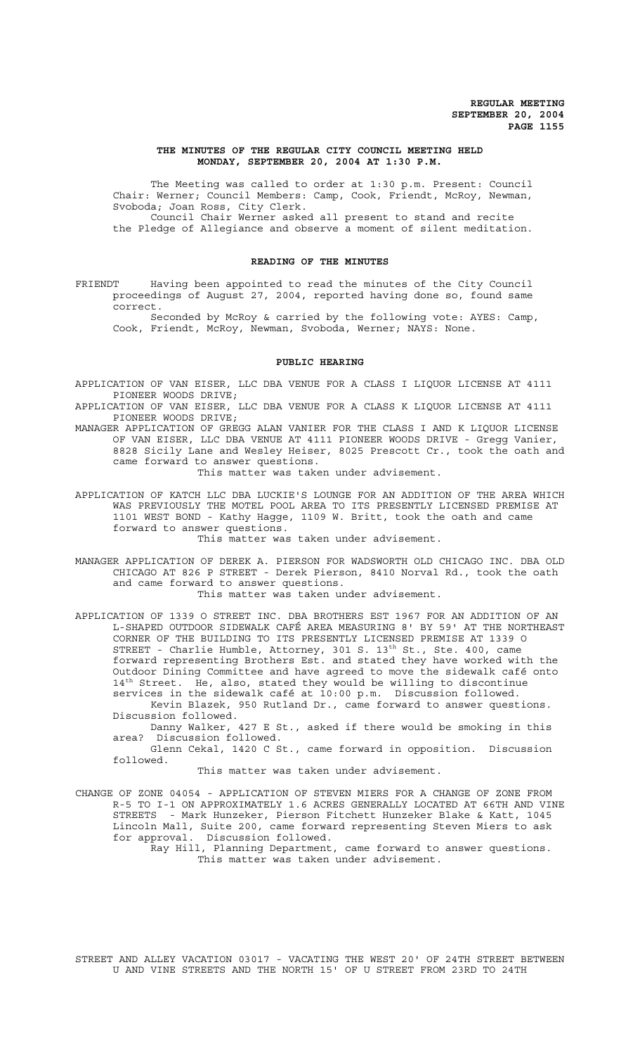**THE MINUTES OF THE REGULAR CITY COUNCIL MEETING HELD MONDAY, SEPTEMBER 20, 2004 AT 1:30 P.M.**

The Meeting was called to order at 1:30 p.m. Present: Council Chair: Werner; Council Members: Camp, Cook, Friendt, McRoy, Newman, Svoboda; Joan Ross, City Clerk.

Council Chair Werner asked all present to stand and recite the Pledge of Allegiance and observe a moment of silent meditation.

**READING OF THE MINUTES**

FRIENDT Having been appointed to read the minutes of the City Council proceedings of August 27, 2004, reported having done so, found same correct.

Seconded by McRoy & carried by the following vote: AYES: Camp, Cook, Friendt, McRoy, Newman, Svoboda, Werner; NAYS: None.

**PUBLIC HEARING**

APPLICATION OF VAN EISER, LLC DBA VENUE FOR A CLASS I LIQUOR LICENSE AT 4111 PIONEER WOODS DRIVE;

APPLICATION OF VAN EISER, LLC DBA VENUE FOR A CLASS K LIQUOR LICENSE AT 4111 PIONEER WOODS DRIVE;

MANAGER APPLICATION OF GREGG ALAN VANIER FOR THE CLASS I AND K LIQUOR LICENSE OF VAN EISER, LLC DBA VENUE AT 4111 PIONEER WOODS DRIVE - Gregg Vanier, 8828 Sicily Lane and Wesley Heiser, 8025 Prescott Cr., took the oath and came forward to answer questions.

This matter was taken under advisement.

APPLICATION OF KATCH LLC DBA LUCKIE'S LOUNGE FOR AN ADDITION OF THE AREA WHICH WAS PREVIOUSLY THE MOTEL POOL AREA TO ITS PRESENTLY LICENSED PREMISE AT 1101 WEST BOND - Kathy Hagge, 1109 W. Britt, took the oath and came forward to answer questions.

This matter was taken under advisement.

MANAGER APPLICATION OF DEREK A. PIERSON FOR WADSWORTH OLD CHICAGO INC. DBA OLD CHICAGO AT 826 P STREET - Derek Pierson, 8410 Norval Rd., took the oath and came forward to answer questions.

This matter was taken under advisement.

APPLICATION OF 1339 O STREET INC. DBA BROTHERS EST 1967 FOR AN ADDITION OF AN L-SHAPED OUTDOOR SIDEWALK CAFÉ AREA MEASURING 8' BY 59' AT THE NORTHEAST CORNER OF THE BUILDING TO ITS PRESENTLY LICENSED PREMISE AT 1339 O STREET - Charlie Humble, Attorney, 301 S. 13th St., Ste. 400, came forward representing Brothers Est. and stated they have worked with the Outdoor Dining Committee and have agreed to move the sidewalk café onto 14th Street. He, also, stated they would be willing to discontinue services in the sidewalk café at 10:00 p.m. Discussion followed.

Kevin Blazek, 950 Rutland Dr., came forward to answer questions. Discussion followed.

Danny Walker, 427 E St., asked if there would be smoking in this area? Discussion followed.

Glenn Cekal, 1420 C St., came forward in opposition. Discussion followed.

This matter was taken under advisement.

CHANGE OF ZONE 04054 - APPLICATION OF STEVEN MIERS FOR A CHANGE OF ZONE FROM R-5 TO I-1 ON APPROXIMATELY 1.6 ACRES GENERALLY LOCATED AT 66TH AND VINE STREETS - Mark Hunzeker, Pierson Fitchett Hunzeker Blake & Katt, 1045 Lincoln Mall, Suite 200, came forward representing Steven Miers to ask for approval. Discussion followed.

Ray Hill, Planning Department, came forward to answer questions.

This matter was taken under advisement.

STREET AND ALLEY VACATION 03017 - VACATING THE WEST 20' OF 24TH STREET BETWEEN U AND VINE STREETS AND THE NORTH 15' OF U STREET FROM 23RD TO 24TH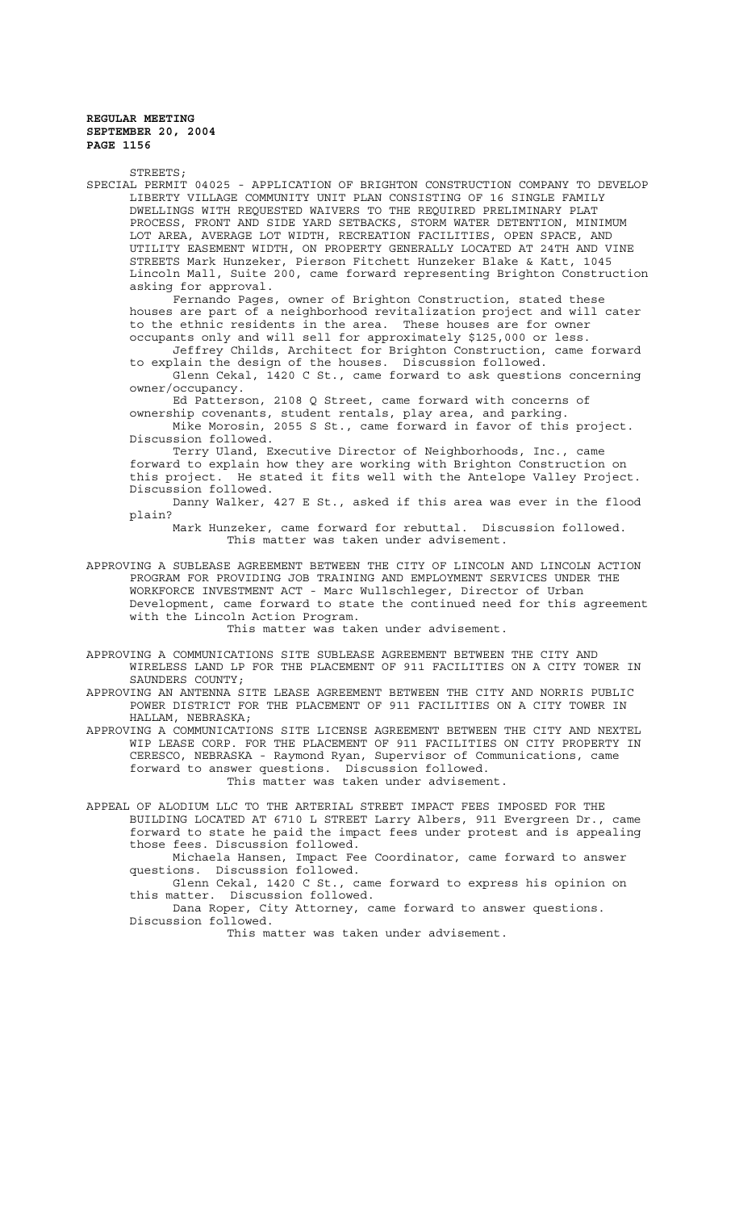STREETS;

SPECIAL PERMIT 04025 - APPLICATION OF BRIGHTON CONSTRUCTION COMPANY TO DEVELOP LIBERTY VILLAGE COMMUNITY UNIT PLAN CONSISTING OF 16 SINGLE FAMILY DWELLINGS WITH REQUESTED WAIVERS TO THE REQUIRED PRELIMINARY PLAT PROCESS, FRONT AND SIDE YARD SETBACKS, STORM WATER DETENTION, MINIMUM LOT AREA, AVERAGE LOT WIDTH, RECREATION FACILITIES, OPEN SPACE, AND UTILITY EASEMENT WIDTH, ON PROPERTY GENERALLY LOCATED AT 24TH AND VINE STREETS Mark Hunzeker, Pierson Fitchett Hunzeker Blake & Katt, 1045 Lincoln Mall, Suite 200, came forward representing Brighton Construction asking for approval.

Fernando Pages, owner of Brighton Construction, stated these houses are part of a neighborhood revitalization project and will cater to the ethnic residents in the area. These houses are for owner occupants only and will sell for approximately $125,000 or less.

Jeffrey Childs, Architect for Brighton Construction, came forward to explain the design of the houses. Discussion followed.

Glenn Cekal, 1420 C St., came forward to ask questions concerning owner/occupancy.

Ed Patterson, 2108 Q Street, came forward with concerns of ownership covenants, student rentals, play area, and parking.

Mike Morosin, 2055 S St., came forward in favor of this project. Discussion followed.

Terry Uland, Executive Director of Neighborhoods, Inc., came forward to explain how they are working with Brighton Construction on this project. He stated it fits well with the Antelope Valley Project. Discussion followed.

Danny Walker, 427 E St., asked if this area was ever in the flood plain?

Mark Hunzeker, came forward for rebuttal. Discussion followed.

This matter was taken under advisement.

APPROVING A SUBLEASE AGREEMENT BETWEEN THE CITY OF LINCOLN AND LINCOLN ACTION PROGRAM FOR PROVIDING JOB TRAINING AND EMPLOYMENT SERVICES UNDER THE WORKFORCE INVESTMENT ACT - Marc Wullschleger, Director of Urban Development, came forward to state the continued need for this agreement with the Lincoln Action Program.

This matter was taken under advisement.

APPROVING A COMMUNICATIONS SITE SUBLEASE AGREEMENT BETWEEN THE CITY AND WIRELESS LAND LP FOR THE PLACEMENT OF 911 FACILITIES ON A CITY TOWER IN SAUNDERS COUNTY;

APPROVING AN ANTENNA SITE LEASE AGREEMENT BETWEEN THE CITY AND NORRIS PUBLIC POWER DISTRICT FOR THE PLACEMENT OF 911 FACILITIES ON A CITY TOWER IN HALLAM, NEBRASKA;

APPROVING A COMMUNICATIONS SITE LICENSE AGREEMENT BETWEEN THE CITY AND NEXTEL WIP LEASE CORP. FOR THE PLACEMENT OF 911 FACILITIES ON CITY PROPERTY IN CERESCO, NEBRASKA - Raymond Ryan, Supervisor of Communications, came forward to answer questions. Discussion followed.

This matter was taken under advisement.

APPEAL OF ALODIUM LLC TO THE ARTERIAL STREET IMPACT FEES IMPOSED FOR THE BUILDING LOCATED AT 6710 L STREET Larry Albers, 911 Evergreen Dr., came forward to state he paid the impact fees under protest and is appealing those fees. Discussion followed.

Michaela Hansen, Impact Fee Coordinator, came forward to answer questions. Discussion followed.

Glenn Cekal, 1420 C St., came forward to express his opinion on this matter. Discussion followed.

Dana Roper, City Attorney, came forward to answer questions. Discussion followed.

This matter was taken under advisement.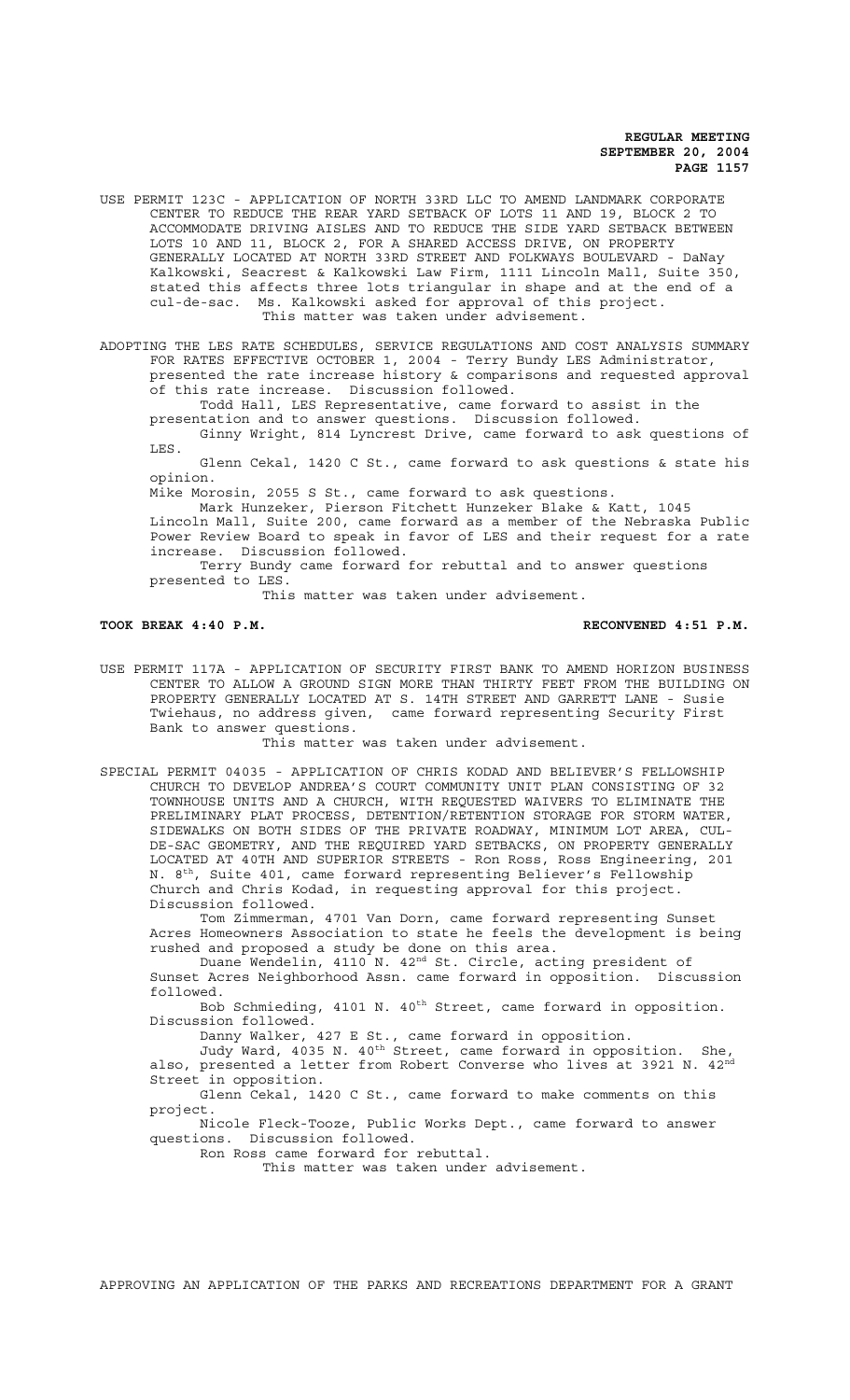USE PERMIT 123C - APPLICATION OF NORTH 33RD LLC TO AMEND LANDMARK CORPORATE CENTER TO REDUCE THE REAR YARD SETBACK OF LOTS 11 AND 19, BLOCK 2 TO ACCOMMODATE DRIVING AISLES AND TO REDUCE THE SIDE YARD SETBACK BETWEEN LOTS 10 AND 11, BLOCK 2, FOR A SHARED ACCESS DRIVE, ON PROPERTY GENERALLY LOCATED AT NORTH 33RD STREET AND FOLKWAYS BOULEVARD - DaNay Kalkowski, Seacrest & Kalkowski Law Firm, 1111 Lincoln Mall, Suite 350, stated this affects three lots triangular in shape and at the end of a cul-de-sac. Ms. Kalkowski asked for approval of this project.

This matter was taken under advisement.

ADOPTING THE LES RATE SCHEDULES, SERVICE REGULATIONS AND COST ANALYSIS SUMMARY FOR RATES EFFECTIVE OCTOBER 1, 2004 - Terry Bundy LES Administrator, presented the rate increase history & comparisons and requested approval of this rate increase. Discussion followed.

Todd Hall, LES Representative, came forward to assist in the presentation and to answer questions. Discussion followed.

Ginny Wright, 814 Lyncrest Drive, came forward to ask questions of LES.

Glenn Cekal, 1420 C St., came forward to ask questions & state his opinion.

Mike Morosin, 2055 S St., came forward to ask questions.

Mark Hunzeker, Pierson Fitchett Hunzeker Blake & Katt, 1045 Lincoln Mall, Suite 200, came forward as a member of the Nebraska Public Power Review Board to speak in favor of LES and their request for a rate increase. Discussion followed.

Terry Bundy came forward for rebuttal and to answer questions presented to LES.

This matter was taken under advisement.

**TOOK BREAK 4:40 P.M.** **RECONVENED 4:51 P.M.**

USE PERMIT 117A - APPLICATION OF SECURITY FIRST BANK TO AMEND HORIZON BUSINESS CENTER TO ALLOW A GROUND SIGN MORE THAN THIRTY FEET FROM THE BUILDING ON PROPERTY GENERALLY LOCATED AT S. 14TH STREET AND GARRETT LANE - Susie Twiehaus, no address given, came forward representing Security First Bank to answer questions.

This matter was taken under advisement.

SPECIAL PERMIT 04035 - APPLICATION OF CHRIS KODAD AND BELIEVER'S FELLOWSHIP CHURCH TO DEVELOP ANDREA'S COURT COMMUNITY UNIT PLAN CONSISTING OF 32 TOWNHOUSE UNITS AND A CHURCH, WITH REQUESTED WAIVERS TO ELIMINATE THE PRELIMINARY PLAT PROCESS, DETENTION/RETENTION STORAGE FOR STORM WATER, SIDEWALKS ON BOTH SIDES OF THE PRIVATE ROADWAY, MINIMUM LOT AREA, CUL-DE-SAC GEOMETRY, AND THE REQUIRED YARD SETBACKS, ON PROPERTY GENERALLY LOCATED AT 40TH AND SUPERIOR STREETS - Ron Ross, Ross Engineering, 201 N. 8th, Suite 401, came forward representing Believer's Fellowship Church and Chris Kodad, in requesting approval for this project. Discussion followed.

Tom Zimmerman, 4701 Van Dorn, came forward representing Sunset Acres Homeowners Association to state he feels the development is being rushed and proposed a study be done on this area.

Duane Wendelin, 4110 N. 42nd St. Circle, acting president of Sunset Acres Neighborhood Assn. came forward in opposition. Discussion followed.

Bob Schmieding, 4101 N. 40th Street, came forward in opposition. Discussion followed.

Danny Walker, 427 E St., came forward in opposition.

Judy Ward, 4035 N. 40th Street, came forward in opposition. She, also, presented a letter from Robert Converse who lives at 3921 N. 42nd Street in opposition.

Glenn Cekal, 1420 C St., came forward to make comments on this project.

Nicole Fleck-Tooze, Public Works Dept., came forward to answer questions. Discussion followed.

Ron Ross came forward for rebuttal.

This matter was taken under advisement.

APPROVING AN APPLICATION OF THE PARKS AND RECREATIONS DEPARTMENT FOR A GRANT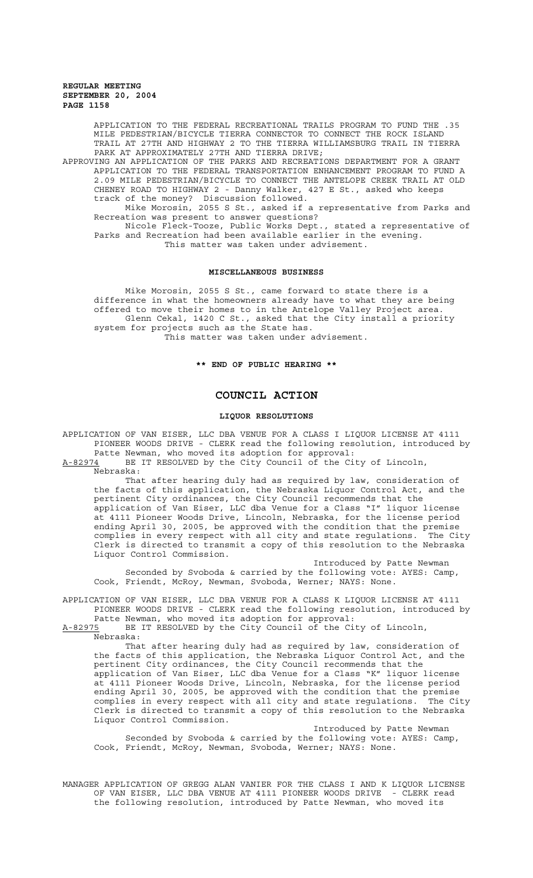APPLICATION TO THE FEDERAL RECREATIONAL TRAILS PROGRAM TO FUND THE .35 MILE PEDESTRIAN/BICYCLE TIERRA CONNECTOR TO CONNECT THE ROCK ISLAND TRAIL AT 27TH AND HIGHWAY 2 TO THE TIERRA WILLIAMSBURG TRAIL IN TIERRA PARK AT APPROXIMATELY 27TH AND TIERRA DRIVE;

APPROVING AN APPLICATION OF THE PARKS AND RECREATIONS DEPARTMENT FOR A GRANT APPLICATION TO THE FEDERAL TRANSPORTATION ENHANCEMENT PROGRAM TO FUND A 2.09 MILE PEDESTRIAN/BICYCLE TO CONNECT THE ANTELOPE CREEK TRAIL AT OLD CHENEY ROAD TO HIGHWAY 2 - Danny Walker, 427 E St., asked who keeps track of the money? Discussion followed.

Mike Morosin, 2055 S St., asked if a representative from Parks and Recreation was present to answer questions?

Nicole Fleck-Tooze, Public Works Dept., stated a representative of Parks and Recreation had been available earlier in the evening.

This matter was taken under advisement.

## MISCELLANEOUS BUSINESS

Mike Morosin, 2055 S St., came forward to state there is a difference in what the homeowners already have to what they are being offered to move their homes to in the Antelope Valley Project area.

Glenn Cekal, 1420 C St., asked that the City install a priority system for projects such as the State has.

This matter was taken under advisement.

**\*\* END OF PUBLIC HEARING \*\***

# COUNCIL ACTION

## LIQUOR RESOLUTIONS

APPLICATION OF VAN EISER, LLC DBA VENUE FOR A CLASS I LIQUOR LICENSE AT 4111 PIONEER WOODS DRIVE - CLERK read the following resolution, introduced by Patte Newman, who moved its adoption for approval:

A-82974 BE IT RESOLVED by the City Council of the City of Lincoln, Nebraska:

That after hearing duly had as required by law, consideration of the facts of this application, the Nebraska Liquor Control Act, and the pertinent City ordinances, the City Council recommends that the application of Van Eiser, LLC dba Venue for a Class "I" liquor license at 4111 Pioneer Woods Drive, Lincoln, Nebraska, for the license period ending April 30, 2005, be approved with the condition that the premise complies in every respect with all city and state regulations. The City Clerk is directed to transmit a copy of this resolution to the Nebraska Liquor Control Commission.

Introduced by Patte Newman

Seconded by Svoboda & carried by the following vote: AYES: Camp, Cook, Friendt, McRoy, Newman, Svoboda, Werner; NAYS: None.

APPLICATION OF VAN EISER, LLC DBA VENUE FOR A CLASS K LIQUOR LICENSE AT 4111 PIONEER WOODS DRIVE - CLERK read the following resolution, introduced by Patte Newman, who moved its adoption for approval:

A-82975 BE IT RESOLVED by the City Council of the City of Lincoln, Nebraska:

That after hearing duly had as required by law, consideration of the facts of this application, the Nebraska Liquor Control Act, and the pertinent City ordinances, the City Council recommends that the application of Van Eiser, LLC dba Venue for a Class "K" liquor license at 4111 Pioneer Woods Drive, Lincoln, Nebraska, for the license period ending April 30, 2005, be approved with the condition that the premise complies in every respect with all city and state regulations. The City Clerk is directed to transmit a copy of this resolution to the Nebraska Liquor Control Commission.

Introduced by Patte Newman

Seconded by Svoboda & carried by the following vote: AYES: Camp, Cook, Friendt, McRoy, Newman, Svoboda, Werner; NAYS: None.

MANAGER APPLICATION OF GREGG ALAN VANIER FOR THE CLASS I AND K LIQUOR LICENSE OF VAN EISER, LLC DBA VENUE AT 4111 PIONEER WOODS DRIVE - CLERK read the following resolution, introduced by Patte Newman, who moved its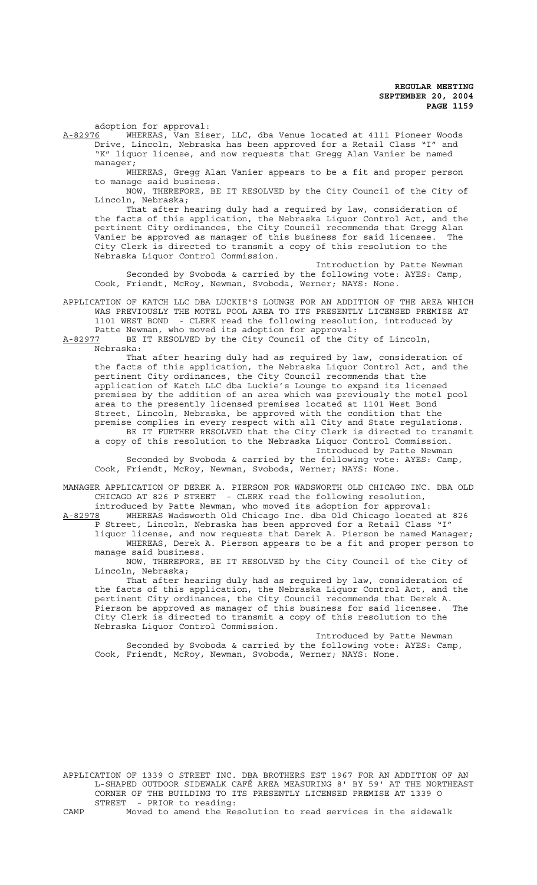adoption for approval:

A-82976 WHEREAS, Van Eiser, LLC, dba Venue located at 4111 Pioneer Woods Drive, Lincoln, Nebraska has been approved for a Retail Class "I" and "K" liquor license, and now requests that Gregg Alan Vanier be named manager;

WHEREAS, Gregg Alan Vanier appears to be a fit and proper person to manage said business.

NOW, THEREFORE, BE IT RESOLVED by the City Council of the City of Lincoln, Nebraska;

That after hearing duly had a required by law, consideration of the facts of this application, the Nebraska Liquor Control Act, and the pertinent City ordinances, the City Council recommends that Gregg Alan Vanier be approved as manager of this business for said licensee. The City Clerk is directed to transmit a copy of this resolution to the Nebraska Liquor Control Commission.

Introduction by Patte Newman

Seconded by Svoboda & carried by the following vote: AYES: Camp, Cook, Friendt, McRoy, Newman, Svoboda, Werner; NAYS: None.

APPLICATION OF KATCH LLC DBA LUCKIE'S LOUNGE FOR AN ADDITION OF THE AREA WHICH WAS PREVIOUSLY THE MOTEL POOL AREA TO ITS PRESENTLY LICENSED PREMISE AT 1101 WEST BOND - CLERK read the following resolution, introduced by Patte Newman, who moved its adoption for approval:

A-82977 BE IT RESOLVED by the City Council of the City of Lincoln, Nebraska:

That after hearing duly had as required by law, consideration of the facts of this application, the Nebraska Liquor Control Act, and the pertinent City ordinances, the City Council recommends that the application of Katch LLC dba Luckie's Lounge to expand its licensed premises by the addition of an area which was previously the motel pool area to the presently licensed premises located at 1101 West Bond Street, Lincoln, Nebraska, be approved with the condition that the premise complies in every respect with all City and State regulations.

BE IT FURTHER RESOLVED that the City Clerk is directed to transmit a copy of this resolution to the Nebraska Liquor Control Commission.

Introduced by Patte Newman

Seconded by Svoboda & carried by the following vote: AYES: Camp, Cook, Friendt, McRoy, Newman, Svoboda, Werner; NAYS: None.

MANAGER APPLICATION OF DEREK A. PIERSON FOR WADSWORTH OLD CHICAGO INC. DBA OLD CHICAGO AT 826 P STREET - CLERK read the following resolution, introduced by Patte Newman, who moved its adoption for approval:

A-82978 WHEREAS Wadsworth Old Chicago Inc. dba Old Chicago located at 826 P Street, Lincoln, Nebraska has been approved for a Retail Class "I" liquor license, and now requests that Derek A. Pierson be named Manager;

WHEREAS, Derek A. Pierson appears to be a fit and proper person to manage said business.

NOW, THEREFORE, BE IT RESOLVED by the City Council of the City of Lincoln, Nebraska;

That after hearing duly had as required by law, consideration of the facts of this application, the Nebraska Liquor Control Act, and the pertinent City ordinances, the City Council recommends that Derek A. Pierson be approved as manager of this business for said licensee. The City Clerk is directed to transmit a copy of this resolution to the Nebraska Liquor Control Commission.

Introduced by Patte Newman

Seconded by Svoboda & carried by the following vote: AYES: Camp, Cook, Friendt, McRoy, Newman, Svoboda, Werner; NAYS: None.

APPLICATION OF 1339 O STREET INC. DBA BROTHERS EST 1967 FOR AN ADDITION OF AN L-SHAPED OUTDOOR SIDEWALK CAFÉ AREA MEASURING 8' BY 59' AT THE NORTHEAST CORNER OF THE BUILDING TO ITS PRESENTLY LICENSED PREMISE AT 1339 O STREET - PRIOR to reading:

CAMP Moved to amend the Resolution to read services in the sidewalk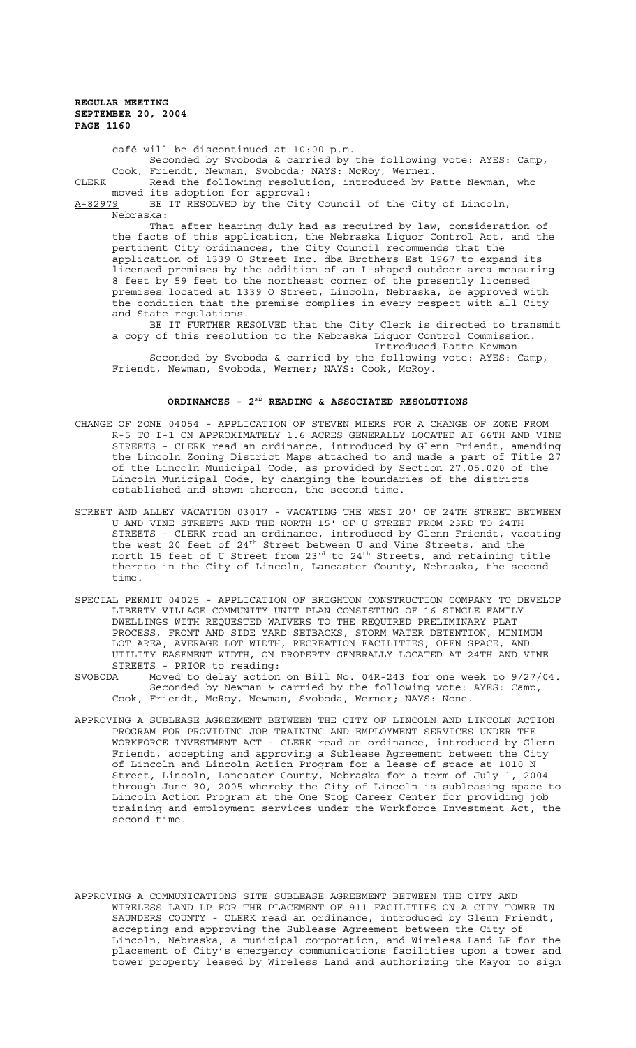café will be discontinued at 10:00 p.m.

Seconded by Svoboda & carried by the following vote: AYES: Camp, Cook, Friendt, Newman, Svoboda; NAYS: McRoy, Werner.

CLERK Read the following resolution, introduced by Patte Newman, who moved its adoption for approval:

A-82979 BE IT RESOLVED by the City Council of the City of Lincoln, Nebraska:

That after hearing duly had as required by law, consideration of the facts of this application, the Nebraska Liquor Control Act, and the pertinent City ordinances, the City Council recommends that the application of 1339 O Street Inc. dba Brothers Est 1967 to expand its licensed premises by the addition of an L-shaped outdoor area measuring 8 feet by 59 feet to the northeast corner of the presently licensed premises located at 1339 O Street, Lincoln, Nebraska, be approved with the condition that the premise complies in every respect with all City and State regulations.

BE IT FURTHER RESOLVED that the City Clerk is directed to transmit a copy of this resolution to the Nebraska Liquor Control Commission.

Introduced Patte Newman

Seconded by Svoboda & carried by the following vote: AYES: Camp, Friendt, Newman, Svoboda, Werner; NAYS: Cook, McRoy.

## ORDINANCES - 2ND READING & ASSOCIATED RESOLUTIONS

CHANGE OF ZONE 04054 - APPLICATION OF STEVEN MIERS FOR A CHANGE OF ZONE FROM R-5 TO I-1 ON APPROXIMATELY 1.6 ACRES GENERALLY LOCATED AT 66TH AND VINE STREETS - CLERK read an ordinance, introduced by Glenn Friendt, amending the Lincoln Zoning District Maps attached to and made a part of Title 27 of the Lincoln Municipal Code, as provided by Section 27.05.020 of the Lincoln Municipal Code, by changing the boundaries of the districts established and shown thereon, the second time.

STREET AND ALLEY VACATION 03017 - VACATING THE WEST 20' OF 24TH STREET BETWEEN U AND VINE STREETS AND THE NORTH 15' OF U STREET FROM 23RD TO 24TH STREETS - CLERK read an ordinance, introduced by Glenn Friendt, vacating the west 20 feet of 24th Street between U and Vine Streets, and the north 15 feet of U Street from 23rd to 24th Streets, and retaining title thereto in the City of Lincoln, Lancaster County, Nebraska, the second time.

SPECIAL PERMIT 04025 - APPLICATION OF BRIGHTON CONSTRUCTION COMPANY TO DEVELOP LIBERTY VILLAGE COMMUNITY UNIT PLAN CONSISTING OF 16 SINGLE FAMILY DWELLINGS WITH REQUESTED WAIVERS TO THE REQUIRED PRELIMINARY PLAT PROCESS, FRONT AND SIDE YARD SETBACKS, STORM WATER DETENTION, MINIMUM LOT AREA, AVERAGE LOT WIDTH, RECREATION FACILITIES, OPEN SPACE, AND UTILITY EASEMENT WIDTH, ON PROPERTY GENERALLY LOCATED AT 24TH AND VINE STREETS - PRIOR to reading:

SVOBODA Moved to delay action on Bill No. 04R-243 for one week to 9/27/04.

Seconded by Newman & carried by the following vote: AYES: Camp, Cook, Friendt, McRoy, Newman, Svoboda, Werner; NAYS: None.

APPROVING A SUBLEASE AGREEMENT BETWEEN THE CITY OF LINCOLN AND LINCOLN ACTION PROGRAM FOR PROVIDING JOB TRAINING AND EMPLOYMENT SERVICES UNDER THE WORKFORCE INVESTMENT ACT - CLERK read an ordinance, introduced by Glenn Friendt, accepting and approving a Sublease Agreement between the City of Lincoln and Lincoln Action Program for a lease of space at 1010 N Street, Lincoln, Lancaster County, Nebraska for a term of July 1, 2004 through June 30, 2005 whereby the City of Lincoln is subleasing space to Lincoln Action Program at the One Stop Career Center for providing job training and employment services under the Workforce Investment Act, the second time.

APPROVING A COMMUNICATIONS SITE SUBLEASE AGREEMENT BETWEEN THE CITY AND WIRELESS LAND LP FOR THE PLACEMENT OF 911 FACILITIES ON A CITY TOWER IN SAUNDERS COUNTY - CLERK read an ordinance, introduced by Glenn Friendt, accepting and approving the Sublease Agreement between the City of Lincoln, Nebraska, a municipal corporation, and Wireless Land LP for the placement of City's emergency communications facilities upon a tower and tower property leased by Wireless Land and authorizing the Mayor to sign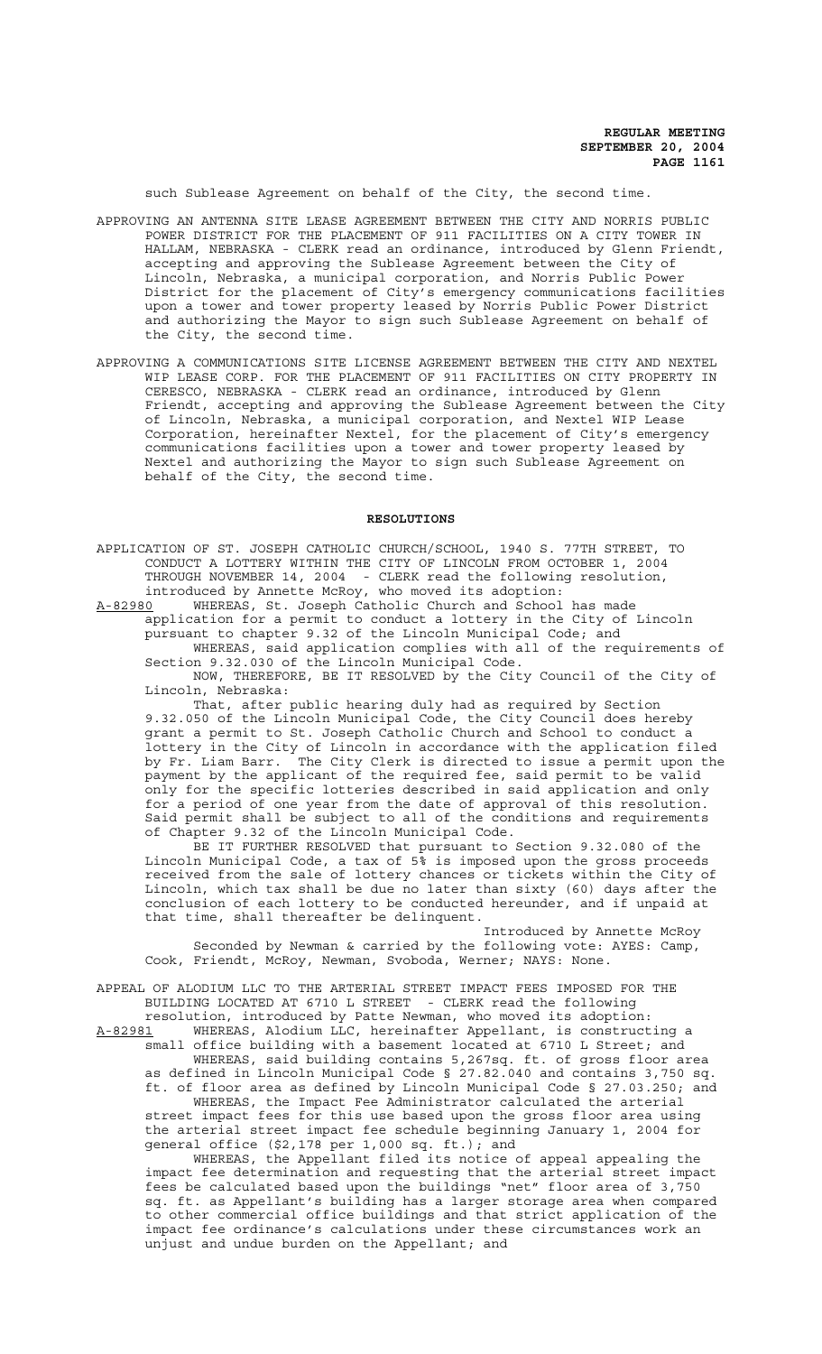such Sublease Agreement on behalf of the City, the second time.

APPROVING AN ANTENNA SITE LEASE AGREEMENT BETWEEN THE CITY AND NORRIS PUBLIC POWER DISTRICT FOR THE PLACEMENT OF 911 FACILITIES ON A CITY TOWER IN HALLAM, NEBRASKA - CLERK read an ordinance, introduced by Glenn Friendt, accepting and approving the Sublease Agreement between the City of Lincoln, Nebraska, a municipal corporation, and Norris Public Power District for the placement of City's emergency communications facilities upon a tower and tower property leased by Norris Public Power District and authorizing the Mayor to sign such Sublease Agreement on behalf of the City, the second time.

APPROVING A COMMUNICATIONS SITE LICENSE AGREEMENT BETWEEN THE CITY AND NEXTEL WIP LEASE CORP. FOR THE PLACEMENT OF 911 FACILITIES ON CITY PROPERTY IN CERESCO, NEBRASKA - CLERK read an ordinance, introduced by Glenn Friendt, accepting and approving the Sublease Agreement between the City of Lincoln, Nebraska, a municipal corporation, and Nextel WIP Lease Corporation, hereinafter Nextel, for the placement of City's emergency communications facilities upon a tower and tower property leased by Nextel and authorizing the Mayor to sign such Sublease Agreement on behalf of the City, the second time.

## RESOLUTIONS

APPLICATION OF ST. JOSEPH CATHOLIC CHURCH/SCHOOL, 1940 S. 77TH STREET, TO CONDUCT A LOTTERY WITHIN THE CITY OF LINCOLN FROM OCTOBER 1, 2004 THROUGH NOVEMBER 14, 2004 - CLERK read the following resolution, introduced by Annette McRoy, who moved its adoption:

A-82980 WHEREAS, St. Joseph Catholic Church and School has made application for a permit to conduct a lottery in the City of Lincoln pursuant to chapter 9.32 of the Lincoln Municipal Code; and

WHEREAS, said application complies with all of the requirements of Section 9.32.030 of the Lincoln Municipal Code.

NOW, THEREFORE, BE IT RESOLVED by the City Council of the City of Lincoln, Nebraska:

That, after public hearing duly had as required by Section 9.32.050 of the Lincoln Municipal Code, the City Council does hereby grant a permit to St. Joseph Catholic Church and School to conduct a lottery in the City of Lincoln in accordance with the application filed by Fr. Liam Barr. The City Clerk is directed to issue a permit upon the payment by the applicant of the required fee, said permit to be valid only for the specific lotteries described in said application and only for a period of one year from the date of approval of this resolution. Said permit shall be subject to all of the conditions and requirements of Chapter 9.32 of the Lincoln Municipal Code.

BE IT FURTHER RESOLVED that pursuant to Section 9.32.080 of the Lincoln Municipal Code, a tax of 5% is imposed upon the gross proceeds received from the sale of lottery chances or tickets within the City of Lincoln, which tax shall be due no later than sixty (60) days after the conclusion of each lottery to be conducted hereunder, and if unpaid at that time, shall thereafter be delinquent.

Introduced by Annette McRoy

Seconded by Newman & carried by the following vote: AYES: Camp, Cook, Friendt, McRoy, Newman, Svoboda, Werner; NAYS: None.

APPEAL OF ALODIUM LLC TO THE ARTERIAL STREET IMPACT FEES IMPOSED FOR THE BUILDING LOCATED AT 6710 L STREET - CLERK read the following resolution, introduced by Patte Newman, who moved its adoption:

A-82981 WHEREAS, Alodium LLC, hereinafter Appellant, is constructing a small office building with a basement located at 6710 L Street; and

WHEREAS, said building contains 5,267sq. ft. of gross floor area as defined in Lincoln Municipal Code § 27.82.040 and contains 3,750 sq. ft. of floor area as defined by Lincoln Municipal Code § 27.03.250; and

WHEREAS, the Impact Fee Administrator calculated the arterial street impact fees for this use based upon the gross floor area using the arterial street impact fee schedule beginning January 1, 2004 for general office ($2,178 per 1,000 sq. ft.); and

WHEREAS, the Appellant filed its notice of appeal appealing the impact fee determination and requesting that the arterial street impact fees be calculated based upon the buildings "net" floor area of 3,750 sq. ft. as Appellant's building has a larger storage area when compared to other commercial office buildings and that strict application of the impact fee ordinance's calculations under these circumstances work an unjust and undue burden on the Appellant; and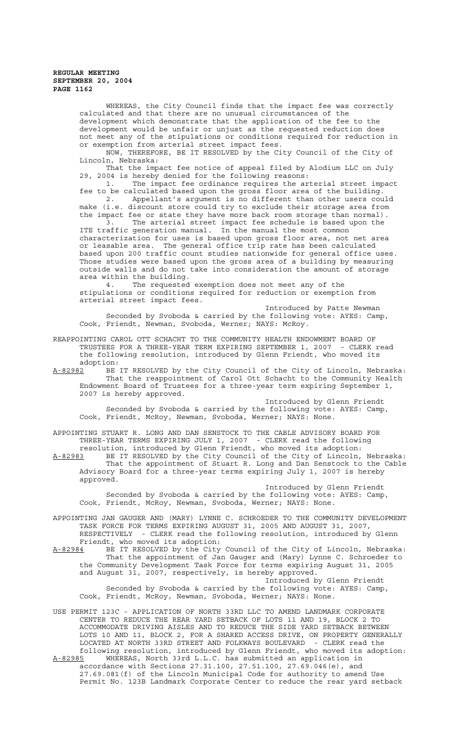WHEREAS, the City Council finds that the impact fee was correctly calculated and that there are no unusual circumstances of the development which demonstrate that the application of the fee to the development would be unfair or unjust as the requested reduction does not meet any of the stipulations or conditions required for reduction in or exemption from arterial street impact fees.

NOW, THEREFORE, BE IT RESOLVED by the City Council of the City of Lincoln, Nebraska:

That the impact fee notice of appeal filed by Alodium LLC on July 29, 2004 is hereby denied for the following reasons:

1. The impact fee ordinance requires the arterial street impact fee to be calculated based upon the gross floor area of the building.
2. Appellant's argument is no different than other users could make (i.e. discount store could try to exclude their storage area from the impact fee or state they have more back room storage than normal).
3. The arterial street impact fee schedule is based upon the ITE traffic generation manual. In the manual the most common characterization for uses is based upon gross floor area, not net area or leasable area. The general office trip rate has been calculated based upon 200 traffic count studies nationwide for general office uses. Those studies were based upon the gross area of a building by measuring outside walls and do not take into consideration the amount of storage area within the building.
4. The requested exemption does not meet any of the stipulations or conditions required for reduction or exemption from arterial street impact fees.

Introduced by Patte Newman

Seconded by Svoboda & carried by the following vote: AYES: Camp, Cook, Friendt, Newman, Svoboda, Werner; NAYS: McRoy.

REAPPOINTING CAROL OTT SCHACHT TO THE COMMUNITY HEALTH ENDOWMENT BOARD OF TRUSTEES FOR A THREE-YEAR TERM EXPIRING SEPTEMBER 1, 2007 - CLERK read the following resolution, introduced by Glenn Friendt, who moved its adoption:

A-82982 BE IT RESOLVED by the City Council of the City of Lincoln, Nebraska:

That the reappointment of Carol Ott Schacht to the Community Health Endowment Board of Trustees for a three-year term expiring September 1, 2007 is hereby approved.

Introduced by Glenn Friendt

Seconded by Svoboda & carried by the following vote: AYES: Camp, Cook, Friendt, McRoy, Newman, Svoboda, Werner; NAYS: None.

APPOINTING STUART R. LONG AND DAN SENSTOCK TO THE CABLE ADVISORY BOARD FOR THREE-YEAR TERMS EXPIRING JULY 1, 2007 - CLERK read the following resolution, introduced by Glenn Friendt, who moved its adoption:

A-82983 BE IT RESOLVED by the City Council of the City of Lincoln, Nebraska:

That the appointment of Stuart R. Long and Dan Senstock to the Cable Advisory Board for a three-year terms expiring July 1, 2007 is hereby approved.

Introduced by Glenn Friendt

Seconded by Svoboda & carried by the following vote: AYES: Camp, Cook, Friendt, McRoy, Newman, Svoboda, Werner; NAYS: None.

APPOINTING JAN GAUGER AND (MARY) LYNNE C. SCHROEDER TO THE COMMUNITY DEVELOPMENT TASK FORCE FOR TERMS EXPIRING AUGUST 31, 2005 AND AUGUST 31, 2007, RESPECTIVELY - CLERK read the following resolution, introduced by Glenn Friendt, who moved its adoption:

A-82984 BE IT RESOLVED by the City Council of the City of Lincoln, Nebraska:

That the appointment of Jan Gauger and (Mary) Lynne C. Schroeder to the Community Development Task Force for terms expiring August 31, 2005 and August 31, 2007, respectively, is hereby approved.

Introduced by Glenn Friendt

Seconded by Svoboda & carried by the following vote: AYES: Camp, Cook, Friendt, McRoy, Newman, Svoboda, Werner; NAYS: None.

USE PERMIT 123C - APPLICATION OF NORTH 33RD LLC TO AMEND LANDMARK CORPORATE CENTER TO REDUCE THE REAR YARD SETBACK OF LOTS 11 AND 19, BLOCK 2 TO ACCOMMODATE DRIVING AISLES AND TO REDUCE THE SIDE YARD SETBACK BETWEEN LOTS 10 AND 11, BLOCK 2, FOR A SHARED ACCESS DRIVE, ON PROPERTY GENERALLY LOCATED AT NORTH 33RD STREET AND FOLKWAYS BOULEVARD - CLERK read the following resolution, introduced by Glenn Friendt, who moved its adoption:

A-82985 WHEREAS, North 33rd L.L.C. has submitted an application in accordance with Sections 27.31.100, 27.51.100, 27.69.046(e), and 27.69.081(f) of the Lincoln Municipal Code for authority to amend Use Permit No. 123B Landmark Corporate Center to reduce the rear yard setback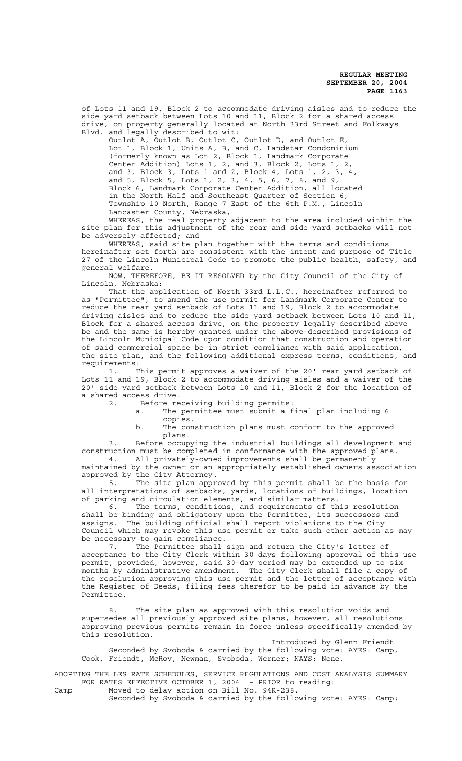of Lots 11 and 19, Block 2 to accommodate driving aisles and to reduce the side yard setback between Lots 10 and 11, Block 2 for a shared access drive, on property generally located at North 33rd Street and Folkways Blvd. and legally described to wit:

Outlot A, Outlot B, Outlot C, Outlot D, and Outlot E, Lot 1, Block 1, Units A, B, and C, Landstar Condominium (formerly known as Lot 2, Block 1, Landmark Corporate Center Addition) Lots 1, 2, and 3, Block 2, Lots 1, 2, and 3, Block 3, Lots 1 and 2, Block 4, Lots 1, 2, 3, 4, and 5, Block 5, Lots 1, 2, 3, 4, 5, 6, 7, 8, and 9, Block 6, Landmark Corporate Center Addition, all located in the North Half and Southeast Quarter of Section 6, Township 10 North, Range 7 East of the 6th P.M., Lincoln Lancaster County, Nebraska,

WHEREAS, the real property adjacent to the area included within the site plan for this adjustment of the rear and side yard setbacks will not be adversely affected; and

WHEREAS, said site plan together with the terms and conditions hereinafter set forth are consistent with the intent and purpose of Title 27 of the Lincoln Municipal Code to promote the public health, safety, and general welfare.

NOW, THEREFORE, BE IT RESOLVED by the City Council of the City of Lincoln, Nebraska:

That the application of North 33rd L.L.C., hereinafter referred to as "Permittee", to amend the use permit for Landmark Corporate Center to reduce the rear yard setback of Lots 11 and 19, Block 2 to accommodate driving aisles and to reduce the side yard setback between Lots 10 and 11, Block for a shared access drive, on the property legally described above be and the same is hereby granted under the above-described provisions of the Lincoln Municipal Code upon condition that construction and operation of said commercial space be in strict compliance with said application, the site plan, and the following additional express terms, conditions, and requirements:

1. This permit approves a waiver of the 20' rear yard setback of Lots 11 and 19, Block 2 to accommodate driving aisles and a waiver of the 20' side yard setback between Lots 10 and 11, Block 2 for the location of a shared access drive.

2. Before receiving building permits:

   a. The permittee must submit a final plan including 6 copies.

   b. The construction plans must conform to the approved plans.

3. Before occupying the industrial buildings all development and construction must be completed in conformance with the approved plans.

4. All privately-owned improvements shall be permanently maintained by the owner or an appropriately established owners association approved by the City Attorney.

5. The site plan approved by this permit shall be the basis for all interpretations of setbacks, yards, locations of buildings, location of parking and circulation elements, and similar matters.

6. The terms, conditions, and requirements of this resolution shall be binding and obligatory upon the Permittee, its successors and assigns. The building official shall report violations to the City Council which may revoke this use permit or take such other action as may be necessary to gain compliance.

7. The Permittee shall sign and return the City's letter of acceptance to the City Clerk within 30 days following approval of this use permit, provided, however, said 30-day period may be extended up to six months by administrative amendment. The City Clerk shall file a copy of the resolution approving this use permit and the letter of acceptance with the Register of Deeds, filing fees therefor to be paid in advance by the Permittee.

8. The site plan as approved with this resolution voids and supersedes all previously approved site plans, however, all resolutions approving previous permits remain in force unless specifically amended by this resolution.

Introduced by Glenn Friendt

Seconded by Svoboda & carried by the following vote: AYES: Camp, Cook, Friendt, McRoy, Newman, Svoboda, Werner; NAYS: None.

ADOPTING THE LES RATE SCHEDULES, SERVICE REGULATIONS AND COST ANALYSIS SUMMARY FOR RATES EFFECTIVE OCTOBER 1, 2004 - PRIOR to reading:

Camp Moved to delay action on Bill No. 94R-238.

Seconded by Svoboda & carried by the following vote: AYES: Camp;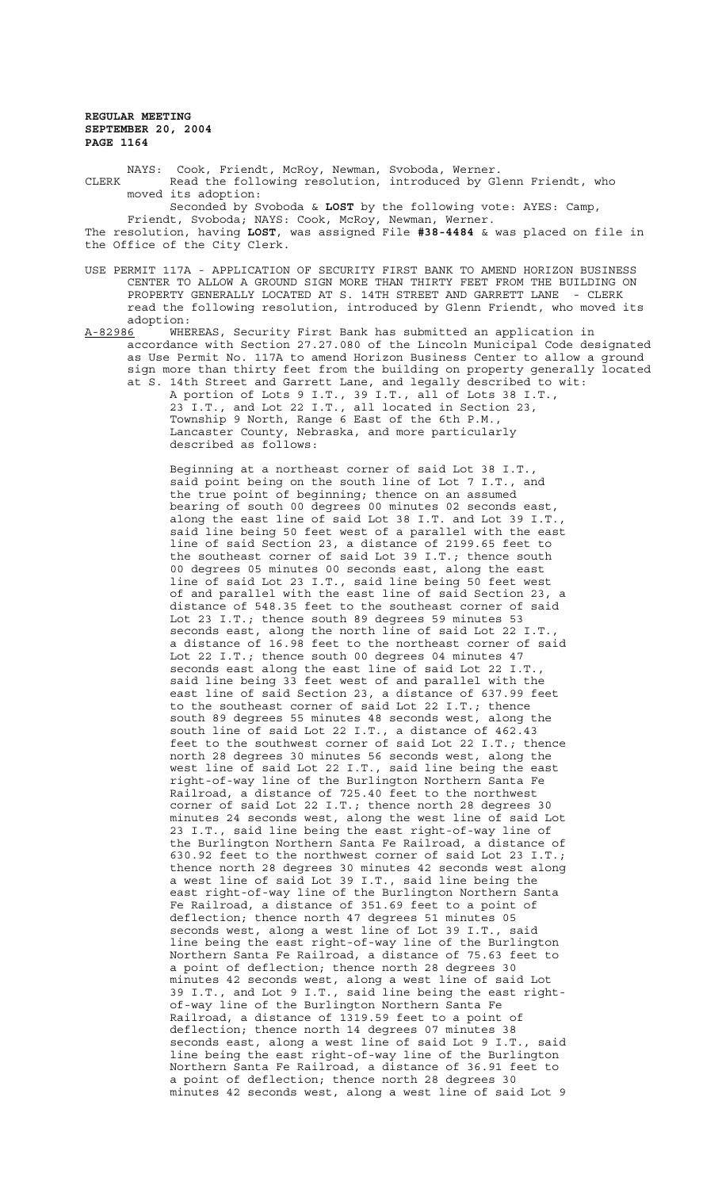NAYS: Cook, Friendt, McRoy, Newman, Svoboda, Werner.

CLERK Read the following resolution, introduced by Glenn Friendt, who moved its adoption:

Seconded by Svoboda & **LOST** by the following vote: AYES: Camp, Friendt, Svoboda; NAYS: Cook, McRoy, Newman, Werner.

The resolution, having **LOST**, was assigned File **#38-4484** & was placed on file in the Office of the City Clerk.

USE PERMIT 117A - APPLICATION OF SECURITY FIRST BANK TO AMEND HORIZON BUSINESS CENTER TO ALLOW A GROUND SIGN MORE THAN THIRTY FEET FROM THE BUILDING ON PROPERTY GENERALLY LOCATED AT S. 14TH STREET AND GARRETT LANE - CLERK read the following resolution, introduced by Glenn Friendt, who moved its adoption:

A-82986 WHEREAS, Security First Bank has submitted an application in accordance with Section 27.27.080 of the Lincoln Municipal Code designated as Use Permit No. 117A to amend Horizon Business Center to allow a ground sign more than thirty feet from the building on property generally located at S. 14th Street and Garrett Lane, and legally described to wit:

A portion of Lots 9 I.T., 39 I.T., all of Lots 38 I.T., 23 I.T., and Lot 22 I.T., all located in Section 23, Township 9 North, Range 6 East of the 6th P.M., Lancaster County, Nebraska, and more particularly described as follows:

Beginning at a northeast corner of said Lot 38 I.T., said point being on the south line of Lot 7 I.T., and the true point of beginning; thence on an assumed bearing of south 00 degrees 00 minutes 02 seconds east, along the east line of said Lot 38 I.T. and Lot 39 I.T., said line being 50 feet west of a parallel with the east line of said Section 23, a distance of 2199.65 feet to the southeast corner of said Lot 39 I.T.; thence south 00 degrees 05 minutes 00 seconds east, along the east line of said Lot 23 I.T., said line being 50 feet west of and parallel with the east line of said Section 23, a distance of 548.35 feet to the southeast corner of said Lot 23 I.T.; thence south 89 degrees 59 minutes 53 seconds east, along the north line of said Lot 22 I.T., a distance of 16.98 feet to the northeast corner of said Lot 22 I.T.; thence south 00 degrees 04 minutes 47 seconds east along the east line of said Lot 22 I.T., said line being 33 feet west of and parallel with the east line of said Section 23, a distance of 637.99 feet to the southeast corner of said Lot 22 I.T.; thence south 89 degrees 55 minutes 48 seconds west, along the south line of said Lot 22 I.T., a distance of 462.43 feet to the southwest corner of said Lot 22 I.T.; thence north 28 degrees 30 minutes 56 seconds west, along the west line of said Lot 22 I.T., said line being the east right-of-way line of the Burlington Northern Santa Fe Railroad, a distance of 725.40 feet to the northwest corner of said Lot 22 I.T.; thence north 28 degrees 30 minutes 24 seconds west, along the west line of said Lot 23 I.T., said line being the east right-of-way line of the Burlington Northern Santa Fe Railroad, a distance of 630.92 feet to the northwest corner of said Lot 23 I.T.; thence north 28 degrees 30 minutes 42 seconds west along a west line of said Lot 39 I.T., said line being the east right-of-way line of the Burlington Northern Santa Fe Railroad, a distance of 351.69 feet to a point of deflection; thence north 47 degrees 51 minutes 05 seconds west, along a west line of Lot 39 I.T., said line being the east right-of-way line of the Burlington Northern Santa Fe Railroad, a distance of 75.63 feet to a point of deflection; thence north 28 degrees 30 minutes 42 seconds west, along a west line of said Lot 39 I.T., and Lot 9 I.T., said line being the east right-of-way line of the Burlington Northern Santa Fe Railroad, a distance of 1319.59 feet to a point of deflection; thence north 14 degrees 07 minutes 38 seconds east, along a west line of said Lot 9 I.T., said line being the east right-of-way line of the Burlington Northern Santa Fe Railroad, a distance of 36.91 feet to a point of deflection; thence north 28 degrees 30 minutes 42 seconds west, along a west line of said Lot 9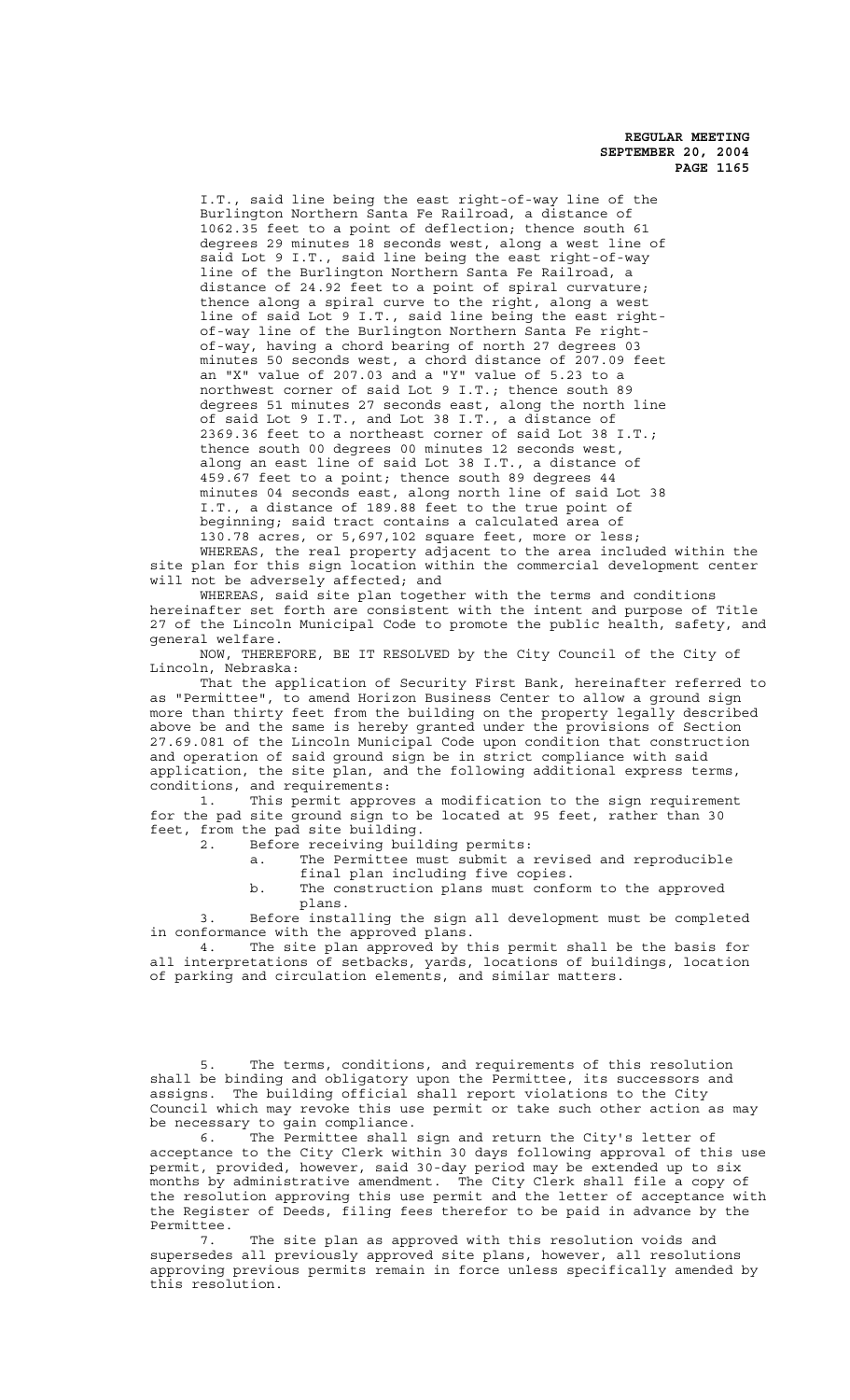I.T., said line being the east right-of-way line of the Burlington Northern Santa Fe Railroad, a distance of 1062.35 feet to a point of deflection; thence south 61 degrees 29 minutes 18 seconds west, along a west line of said Lot 9 I.T., said line being the east right-of-way line of the Burlington Northern Santa Fe Railroad, a distance of 24.92 feet to a point of spiral curvature; thence along a spiral curve to the right, along a west line of said Lot 9 I.T., said line being the east right-of-way line of the Burlington Northern Santa Fe right-of-way, having a chord bearing of north 27 degrees 03 minutes 50 seconds west, a chord distance of 207.09 feet an "X" value of 207.03 and a "Y" value of 5.23 to a northwest corner of said Lot 9 I.T.; thence south 89 degrees 51 minutes 27 seconds east, along the north line of said Lot 9 I.T., and Lot 38 I.T., a distance of 2369.36 feet to a northeast corner of said Lot 38 I.T.; thence south 00 degrees 00 minutes 12 seconds west, along an east line of said Lot 38 I.T., a distance of 459.67 feet to a point; thence south 89 degrees 44 minutes 04 seconds east, along north line of said Lot 38 I.T., a distance of 189.88 feet to the true point of beginning; said tract contains a calculated area of 130.78 acres, or 5,697,102 square feet, more or less;

WHEREAS, the real property adjacent to the area included within the site plan for this sign location within the commercial development center will not be adversely affected; and

WHEREAS, said site plan together with the terms and conditions hereinafter set forth are consistent with the intent and purpose of Title 27 of the Lincoln Municipal Code to promote the public health, safety, and general welfare.

NOW, THEREFORE, BE IT RESOLVED by the City Council of the City of Lincoln, Nebraska:

That the application of Security First Bank, hereinafter referred to as "Permittee", to amend Horizon Business Center to allow a ground sign more than thirty feet from the building on the property legally described above be and the same is hereby granted under the provisions of Section 27.69.081 of the Lincoln Municipal Code upon condition that construction and operation of said ground sign be in strict compliance with said application, the site plan, and the following additional express terms, conditions, and requirements:

1. This permit approves a modification to the sign requirement for the pad site ground sign to be located at 95 feet, rather than 30 feet, from the pad site building.
2. Before receiving building permits:
   a. The Permittee must submit a revised and reproducible final plan including five copies.
   b. The construction plans must conform to the approved plans.
3. Before installing the sign all development must be completed in conformance with the approved plans.
4. The site plan approved by this permit shall be the basis for all interpretations of setbacks, yards, locations of buildings, location of parking and circulation elements, and similar matters.
5. The terms, conditions, and requirements of this resolution shall be binding and obligatory upon the Permittee, its successors and assigns. The building official shall report violations to the City Council which may revoke this use permit or take such other action as may be necessary to gain compliance.
6. The Permittee shall sign and return the City's letter of acceptance to the City Clerk within 30 days following approval of this use permit, provided, however, said 30-day period may be extended up to six months by administrative amendment. The City Clerk shall file a copy of the resolution approving this use permit and the letter of acceptance with the Register of Deeds, filing fees therefor to be paid in advance by the Permittee.
7. The site plan as approved with this resolution voids and supersedes all previously approved site plans, however, all resolutions approving previous permits remain in force unless specifically amended by this resolution.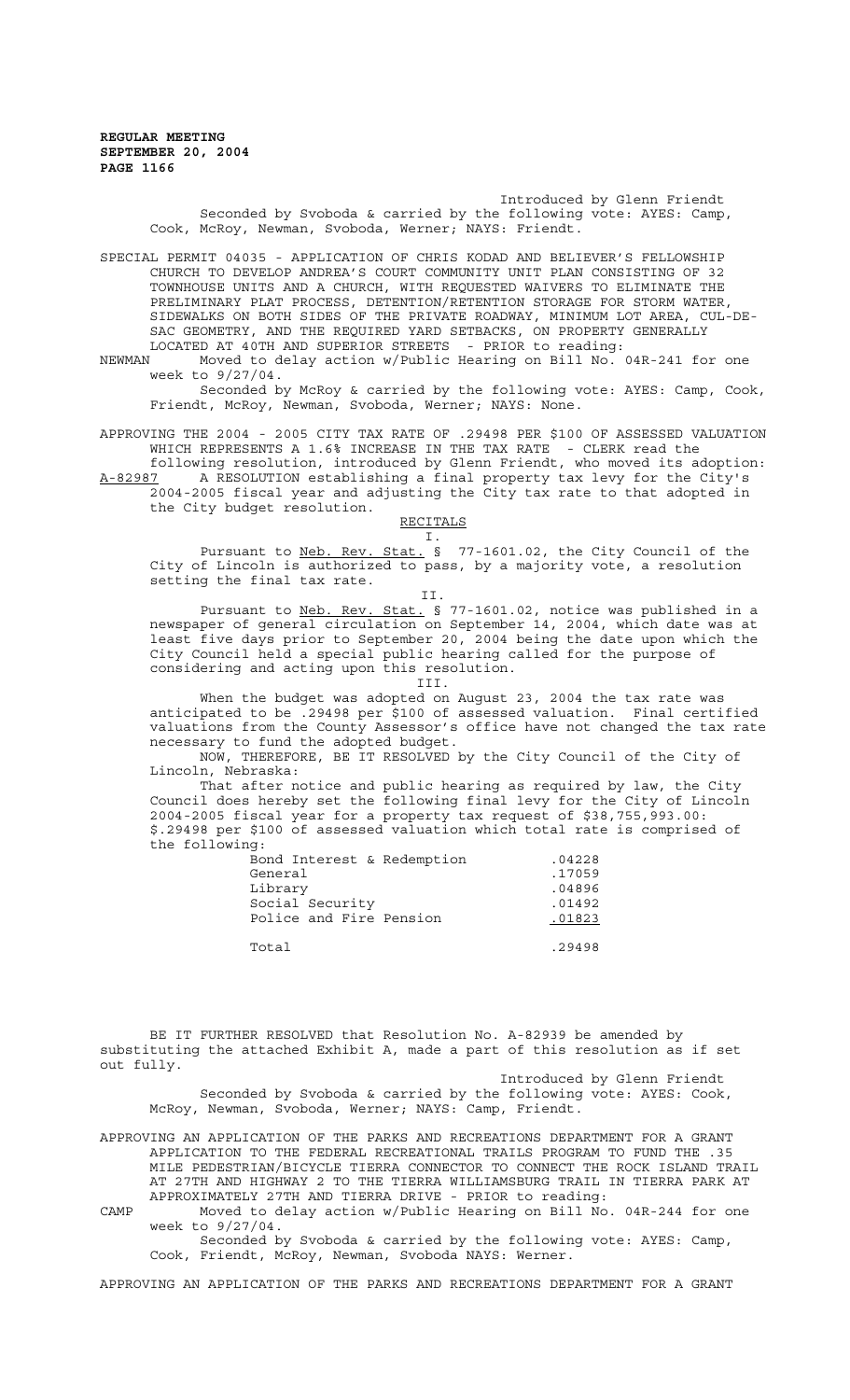Introduced by Glenn Friendt

Seconded by Svoboda & carried by the following vote: AYES: Camp, Cook, McRoy, Newman, Svoboda, Werner; NAYS: Friendt.

SPECIAL PERMIT 04035 - APPLICATION OF CHRIS KODAD AND BELIEVER'S FELLOWSHIP CHURCH TO DEVELOP ANDREA'S COURT COMMUNITY UNIT PLAN CONSISTING OF 32 TOWNHOUSE UNITS AND A CHURCH, WITH REQUESTED WAIVERS TO ELIMINATE THE PRELIMINARY PLAT PROCESS, DETENTION/RETENTION STORAGE FOR STORM WATER, SIDEWALKS ON BOTH SIDES OF THE PRIVATE ROADWAY, MINIMUM LOT AREA, CUL-DE-SAC GEOMETRY, AND THE REQUIRED YARD SETBACKS, ON PROPERTY GENERALLY LOCATED AT 40TH AND SUPERIOR STREETS - PRIOR to reading:

NEWMAN Moved to delay action w/Public Hearing on Bill No. 04R-241 for one week to 9/27/04.

Seconded by McRoy & carried by the following vote: AYES: Camp, Cook, Friendt, McRoy, Newman, Svoboda, Werner; NAYS: None.

APPROVING THE 2004 - 2005 CITY TAX RATE OF .29498 PER $100 OF ASSESSED VALUATION WHICH REPRESENTS A 1.6% INCREASE IN THE TAX RATE - CLERK read the following resolution, introduced by Glenn Friendt, who moved its adoption:

A-82987 A RESOLUTION establishing a final property tax levy for the City's 2004-2005 fiscal year and adjusting the City tax rate to that adopted in the City budget resolution.

RECITALS

I.

Pursuant to Neb. Rev. Stat. § 77-1601.02, the City Council of the City of Lincoln is authorized to pass, by a majority vote, a resolution setting the final tax rate.

II.

Pursuant to Neb. Rev. Stat. § 77-1601.02, notice was published in a newspaper of general circulation on September 14, 2004, which date was at least five days prior to September 20, 2004 being the date upon which the City Council held a special public hearing called for the purpose of considering and acting upon this resolution.

III.

When the budget was adopted on August 23, 2004 the tax rate was anticipated to be .29498 per $100 of assessed valuation. Final certified valuations from the County Assessor's office have not changed the tax rate necessary to fund the adopted budget.

NOW, THEREFORE, BE IT RESOLVED by the City Council of the City of Lincoln, Nebraska:

That after notice and public hearing as required by law, the City Council does hereby set the following final levy for the City of Lincoln 2004-2005 fiscal year for a property tax request of $38,755,993.00: $.29498 per $100 of assessed valuation which total rate is comprised of the following:

| | |
|---|---|
| Bond Interest & Redemption | .04228 |
| General | .17059 |
| Library | .04896 |
| Social Security | .01492 |
| Police and Fire Pension | .01823 |
| Total | .29498 |

BE IT FURTHER RESOLVED that Resolution No. A-82939 be amended by substituting the attached Exhibit A, made a part of this resolution as if set out fully.

Introduced by Glenn Friendt

Seconded by Svoboda & carried by the following vote: AYES: Cook, McRoy, Newman, Svoboda, Werner; NAYS: Camp, Friendt.

APPROVING AN APPLICATION OF THE PARKS AND RECREATIONS DEPARTMENT FOR A GRANT APPLICATION TO THE FEDERAL RECREATIONAL TRAILS PROGRAM TO FUND THE .35 MILE PEDESTRIAN/BICYCLE TIERRA CONNECTOR TO CONNECT THE ROCK ISLAND TRAIL AT 27TH AND HIGHWAY 2 TO THE TIERRA WILLIAMSBURG TRAIL IN TIERRA PARK AT APPROXIMATELY 27TH AND TIERRA DRIVE - PRIOR to reading:

CAMP Moved to delay action w/Public Hearing on Bill No. 04R-244 for one week to 9/27/04.

Seconded by Svoboda & carried by the following vote: AYES: Camp, Cook, Friendt, McRoy, Newman, Svoboda NAYS: Werner.

APPROVING AN APPLICATION OF THE PARKS AND RECREATIONS DEPARTMENT FOR A GRANT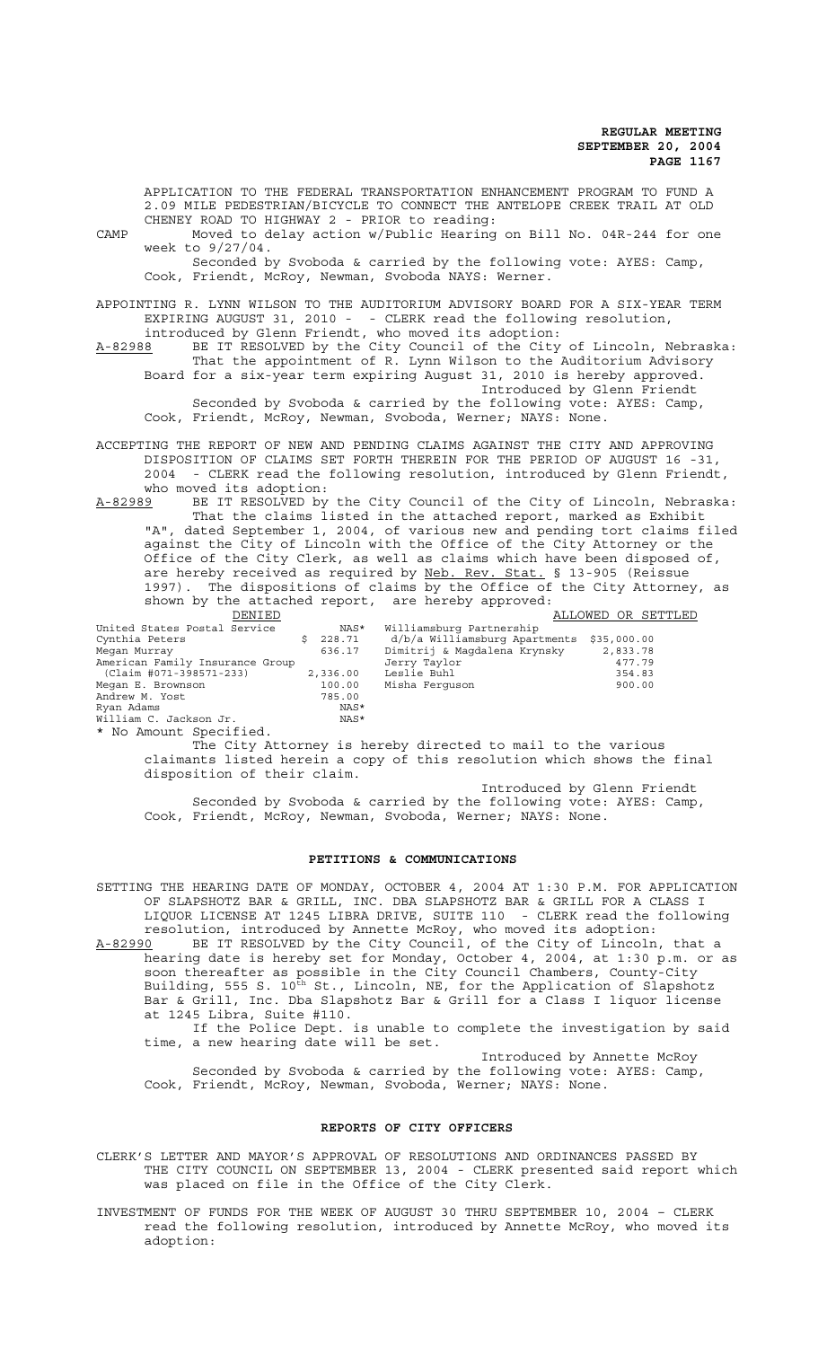APPLICATION TO THE FEDERAL TRANSPORTATION ENHANCEMENT PROGRAM TO FUND A 2.09 MILE PEDESTRIAN/BICYCLE TO CONNECT THE ANTELOPE CREEK TRAIL AT OLD CHENEY ROAD TO HIGHWAY 2 - PRIOR to reading:

CAMP Moved to delay action w/Public Hearing on Bill No. 04R-244 for one week to 9/27/04.

Seconded by Svoboda & carried by the following vote: AYES: Camp, Cook, Friendt, McRoy, Newman, Svoboda NAYS: Werner.

APPOINTING R. LYNN WILSON TO THE AUDITORIUM ADVISORY BOARD FOR A SIX-YEAR TERM EXPIRING AUGUST 31, 2010 - - CLERK read the following resolution, introduced by Glenn Friendt, who moved its adoption:

A-82988 BE IT RESOLVED by the City Council of the City of Lincoln, Nebraska: That the appointment of R. Lynn Wilson to the Auditorium Advisory Board for a six-year term expiring August 31, 2010 is hereby approved.

Introduced by Glenn Friendt

Seconded by Svoboda & carried by the following vote: AYES: Camp, Cook, Friendt, McRoy, Newman, Svoboda, Werner; NAYS: None.

ACCEPTING THE REPORT OF NEW AND PENDING CLAIMS AGAINST THE CITY AND APPROVING DISPOSITION OF CLAIMS SET FORTH THEREIN FOR THE PERIOD OF AUGUST 16 -31, 2004 - CLERK read the following resolution, introduced by Glenn Friendt, who moved its adoption:

A-82989 BE IT RESOLVED by the City Council of the City of Lincoln, Nebraska: That the claims listed in the attached report, marked as Exhibit "A", dated September 1, 2004, of various new and pending tort claims filed against the City of Lincoln with the Office of the City Attorney or the Office of the City Clerk, as well as claims which have been disposed of, are hereby received as required by Neb. Rev. Stat. § 13-905 (Reissue 1997). The dispositions of claims by the Office of the City Attorney, as shown by the attached report, are hereby approved:

| DENIED | | ALLOWED OR SETTLED | |
|---|---|---|---|
| United States Postal Service | NAS* | Williamsburg Partnership | |
| Cynthia Peters | $ 228.71 | d/b/a Williamsburg Apartments | $35,000.00 |
| Megan Murray | 636.17 | Dimitrij & Magdalena Krynsky | 2,833.78 |
| American Family Insurance Group | | Jerry Taylor | 477.79 |
| (Claim #071-398571-233) | 2,336.00 | Leslie Buhl | 354.83 |
| Megan E. Brownson | 100.00 | Misha Ferguson | 900.00 |
| Andrew M. Yost | 785.00 | | |
| Ryan Adams | NAS* | | |
| William C. Jackson Jr. | NAS* | | |

* No Amount Specified.

The City Attorney is hereby directed to mail to the various claimants listed herein a copy of this resolution which shows the final disposition of their claim.

Introduced by Glenn Friendt

Seconded by Svoboda & carried by the following vote: AYES: Camp, Cook, Friendt, McRoy, Newman, Svoboda, Werner; NAYS: None.

## PETITIONS & COMMUNICATIONS

SETTING THE HEARING DATE OF MONDAY, OCTOBER 4, 2004 AT 1:30 P.M. FOR APPLICATION OF SLAPSHOTZ BAR & GRILL, INC. DBA SLAPSHOTZ BAR & GRILL FOR A CLASS I LIQUOR LICENSE AT 1245 LIBRA DRIVE, SUITE 110 - CLERK read the following resolution, introduced by Annette McRoy, who moved its adoption:

A-82990 BE IT RESOLVED by the City Council, of the City of Lincoln, that a hearing date is hereby set for Monday, October 4, 2004, at 1:30 p.m. or as soon thereafter as possible in the City Council Chambers, County-City Building, 555 S. 10th St., Lincoln, NE, for the Application of Slapshotz Bar & Grill, Inc. Dba Slapshotz Bar & Grill for a Class I liquor license at 1245 Libra, Suite #110.

If the Police Dept. is unable to complete the investigation by said time, a new hearing date will be set.

Introduced by Annette McRoy

Seconded by Svoboda & carried by the following vote: AYES: Camp, Cook, Friendt, McRoy, Newman, Svoboda, Werner; NAYS: None.

## REPORTS OF CITY OFFICERS

CLERK'S LETTER AND MAYOR'S APPROVAL OF RESOLUTIONS AND ORDINANCES PASSED BY THE CITY COUNCIL ON SEPTEMBER 13, 2004 - CLERK presented said report which was placed on file in the Office of the City Clerk.

INVESTMENT OF FUNDS FOR THE WEEK OF AUGUST 30 THRU SEPTEMBER 10, 2004 – CLERK read the following resolution, introduced by Annette McRoy, who moved its adoption: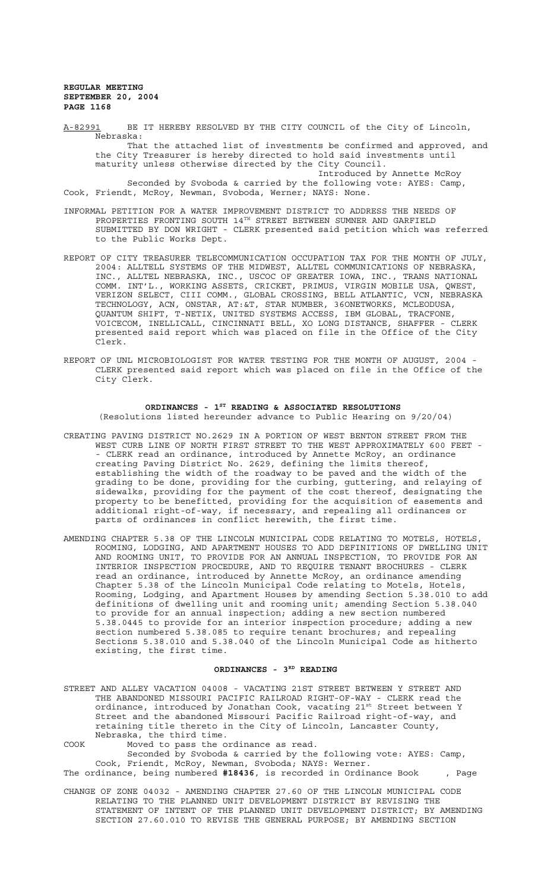A-82991 BE IT HEREBY RESOLVED BY THE CITY COUNCIL of the City of Lincoln, Nebraska:

That the attached list of investments be confirmed and approved, and the City Treasurer is hereby directed to hold said investments until maturity unless otherwise directed by the City Council.

Introduced by Annette McRoy

Seconded by Svoboda & carried by the following vote: AYES: Camp, Cook, Friendt, McRoy, Newman, Svoboda, Werner; NAYS: None.

INFORMAL PETITION FOR A WATER IMPROVEMENT DISTRICT TO ADDRESS THE NEEDS OF PROPERTIES FRONTING SOUTH 14TH STREET BETWEEN SUMNER AND GARFIELD SUBMITTED BY DON WRIGHT - CLERK presented said petition which was referred to the Public Works Dept.

REPORT OF CITY TREASURER TELECOMMUNICATION OCCUPATION TAX FOR THE MONTH OF JULY, 2004: ALLTELL SYSTEMS OF THE MIDWEST, ALLTEL COMMUNICATIONS OF NEBRASKA, INC., ALLTEL NEBRASKA, INC., USCOC OF GREATER IOWA, INC., TRANS NATIONAL COMM. INT'L., WORKING ASSETS, CRICKET, PRIMUS, VIRGIN MOBILE USA, QWEST, VERIZON SELECT, CIII COMM., GLOBAL CROSSING, BELL ATLANTIC, VCN, NEBRASKA TECHNOLOGY, ACN, ONSTAR, AT:&T, STAR NUMBER, 36ONETWORKS, MCLEODUSA, QUANTUM SHIFT, T-NETIX, UNITED SYSTEMS ACCESS, IBM GLOBAL, TRACFONE, VOICECOM, INELLICALL, CINCINNATI BELL, XO LONG DISTANCE, SHAFFER - CLERK presented said report which was placed on file in the Office of the City Clerk.

REPORT OF UNL MICROBIOLOGIST FOR WATER TESTING FOR THE MONTH OF AUGUST, 2004 - CLERK presented said report which was placed on file in the Office of the City Clerk.

## ORDINANCES - 1ST READING & ASSOCIATED RESOLUTIONS

(Resolutions listed hereunder advance to Public Hearing on 9/20/04)

CREATING PAVING DISTRICT NO.2629 IN A PORTION OF WEST BENTON STREET FROM THE WEST CURB LINE OF NORTH FIRST STREET TO THE WEST APPROXIMATELY 600 FEET - - CLERK read an ordinance, introduced by Annette McRoy, an ordinance creating Paving District No. 2629, defining the limits thereof, establishing the width of the roadway to be paved and the width of the grading to be done, providing for the curbing, guttering, and relaying of sidewalks, providing for the payment of the cost thereof, designating the property to be benefitted, providing for the acquisition of easements and additional right-of-way, if necessary, and repealing all ordinances or parts of ordinances in conflict herewith, the first time.

AMENDING CHAPTER 5.38 OF THE LINCOLN MUNICIPAL CODE RELATING TO MOTELS, HOTELS, ROOMING, LODGING, AND APARTMENT HOUSES TO ADD DEFINITIONS OF DWELLING UNIT AND ROOMING UNIT, TO PROVIDE FOR AN ANNUAL INSPECTION, TO PROVIDE FOR AN INTERIOR INSPECTION PROCEDURE, AND TO REQUIRE TENANT BROCHURES - CLERK read an ordinance, introduced by Annette McRoy, an ordinance amending Chapter 5.38 of the Lincoln Municipal Code relating to Motels, Hotels, Rooming, Lodging, and Apartment Houses by amending Section 5.38.010 to add definitions of dwelling unit and rooming unit; amending Section 5.38.040 to provide for an annual inspection; adding a new section numbered 5.38.0445 to provide for an interior inspection procedure; adding a new section numbered 5.38.085 to require tenant brochures; and repealing Sections 5.38.010 and 5.38.040 of the Lincoln Municipal Code as hitherto existing, the first time.

## ORDINANCES - 3RD READING

STREET AND ALLEY VACATION 04008 - VACATING 21ST STREET BETWEEN Y STREET AND THE ABANDONED MISSOURI PACIFIC RAILROAD RIGHT-OF-WAY - CLERK read the ordinance, introduced by Jonathan Cook, vacating 21st Street between Y Street and the abandoned Missouri Pacific Railroad right-of-way, and retaining title thereto in the City of Lincoln, Lancaster County, Nebraska, the third time.

COOK Moved to pass the ordinance as read.

Seconded by Svoboda & carried by the following vote: AYES: Camp, Cook, Friendt, McRoy, Newman, Svoboda; NAYS: Werner.

The ordinance, being numbered **#18436**, is recorded in Ordinance Book , Page

CHANGE OF ZONE 04032 - AMENDING CHAPTER 27.60 OF THE LINCOLN MUNICIPAL CODE RELATING TO THE PLANNED UNIT DEVELOPMENT DISTRICT BY REVISING THE STATEMENT OF INTENT OF THE PLANNED UNIT DEVELOPMENT DISTRICT; BY AMENDING SECTION 27.60.010 TO REVISE THE GENERAL PURPOSE; BY AMENDING SECTION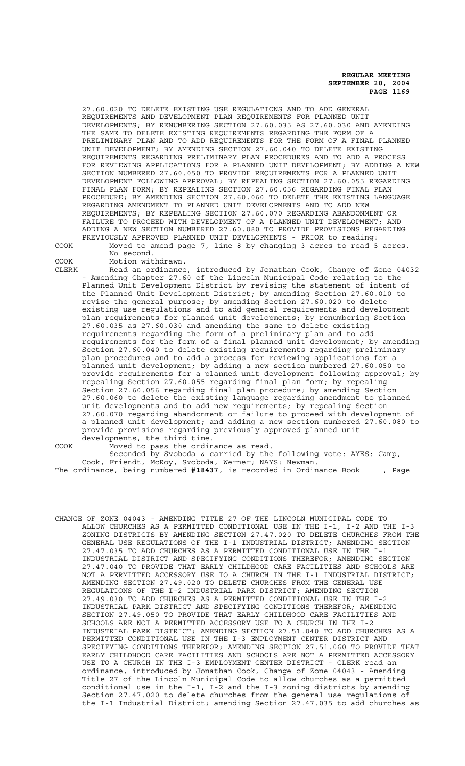27.60.020 TO DELETE EXISTING USE REGULATIONS AND TO ADD GENERAL REQUIREMENTS AND DEVELOPMENT PLAN REQUIREMENTS FOR PLANNED UNIT DEVELOPMENTS; BY RENUMBERING SECTION 27.60.035 AS 27.60.030 AND AMENDING THE SAME TO DELETE EXISTING REQUIREMENTS REGARDING THE FORM OF A PRELIMINARY PLAN AND TO ADD REQUIREMENTS FOR THE FORM OF A FINAL PLANNED UNIT DEVELOPMENT; BY AMENDING SECTION 27.60.040 TO DELETE EXISTING REQUIREMENTS REGARDING PRELIMINARY PLAN PROCEDURES AND TO ADD A PROCESS FOR REVIEWING APPLICATIONS FOR A PLANNED UNIT DEVELOPMENT; BY ADDING A NEW SECTION NUMBERED 27.60.050 TO PROVIDE REQUIREMENTS FOR A PLANNED UNIT DEVELOPMENT FOLLOWING APPROVAL; BY REPEALING SECTION 27.60.055 REGARDING FINAL PLAN FORM; BY REPEALING SECTION 27.60.056 REGARDING FINAL PLAN PROCEDURE; BY AMENDING SECTION 27.60.060 TO DELETE THE EXISTING LANGUAGE REGARDING AMENDMENT TO PLANNED UNIT DEVELOPMENTS AND TO ADD NEW REQUIREMENTS; BY REPEALING SECTION 27.60.070 REGARDING ABANDONMENT OR FAILURE TO PROCEED WITH DEVELOPMENT OF A PLANNED UNIT DEVELOPMENT; AND ADDING A NEW SECTION NUMBERED 27.60.080 TO PROVIDE PROVISIONS REGARDING PREVIOUSLY APPROVED PLANNED UNIT DEVELOPMENTS - PRIOR to reading:

COOK Moved to amend page 7, line 8 by changing 3 acres to read 5 acres. No second.

COOK Motion withdrawn.

CLERK Read an ordinance, introduced by Jonathan Cook, Change of Zone 04032 - Amending Chapter 27.60 of the Lincoln Municipal Code relating to the Planned Unit Development District by revising the statement of intent of the Planned Unit Development District; by amending Section 27.60.010 to revise the general purpose; by amending Section 27.60.020 to delete existing use regulations and to add general requirements and development plan requirements for planned unit developments; by renumbering Section 27.60.035 as 27.60.030 and amending the same to delete existing requirements regarding the form of a preliminary plan and to add requirements for the form of a final planned unit development; by amending Section 27.60.040 to delete existing requirements regarding preliminary plan procedures and to add a process for reviewing applications for a planned unit development; by adding a new section numbered 27.60.050 to provide requirements for a planned unit development following approval; by repealing Section 27.60.055 regarding final plan form; by repealing Section 27.60.056 regarding final plan procedure; by amending Section 27.60.060 to delete the existing language regarding amendment to planned unit developments and to add new requirements; by repealing Section 27.60.070 regarding abandonment or failure to proceed with development of a planned unit development; and adding a new section numbered 27.60.080 to provide provisions regarding previously approved planned unit developments, the third time.

COOK Moved to pass the ordinance as read.

Seconded by Svoboda & carried by the following vote: AYES: Camp, Cook, Friendt, McRoy, Svoboda, Werner; NAYS: Newman.

The ordinance, being numbered **#18437**, is recorded in Ordinance Book , Page

CHANGE OF ZONE 04043 - AMENDING TITLE 27 OF THE LINCOLN MUNICIPAL CODE TO ALLOW CHURCHES AS A PERMITTED CONDITIONAL USE IN THE I-1, I-2 AND THE I-3 ZONING DISTRICTS BY AMENDING SECTION 27.47.020 TO DELETE CHURCHES FROM THE GENERAL USE REGULATIONS OF THE I-1 INDUSTRIAL DISTRICT; AMENDING SECTION 27.47.035 TO ADD CHURCHES AS A PERMITTED CONDITIONAL USE IN THE I-1 INDUSTRIAL DISTRICT AND SPECIFYING CONDITIONS THEREFOR; AMENDING SECTION 27.47.040 TO PROVIDE THAT EARLY CHILDHOOD CARE FACILITIES AND SCHOOLS ARE NOT A PERMITTED ACCESSORY USE TO A CHURCH IN THE I-1 INDUSTRIAL DISTRICT; AMENDING SECTION 27.49.020 TO DELETE CHURCHES FROM THE GENERAL USE REGULATIONS OF THE I-2 INDUSTRIAL PARK DISTRICT; AMENDING SECTION 27.49.030 TO ADD CHURCHES AS A PERMITTED CONDITIONAL USE IN THE I-2 INDUSTRIAL PARK DISTRICT AND SPECIFYING CONDITIONS THEREFOR; AMENDING SECTION 27.49.050 TO PROVIDE THAT EARLY CHILDHOOD CARE FACILITIES AND SCHOOLS ARE NOT A PERMITTED ACCESSORY USE TO A CHURCH IN THE I-2 INDUSTRIAL PARK DISTRICT; AMENDING SECTION 27.51.040 TO ADD CHURCHES AS A PERMITTED CONDITIONAL USE IN THE I-3 EMPLOYMENT CENTER DISTRICT AND SPECIFYING CONDITIONS THEREFOR; AMENDING SECTION 27.51.060 TO PROVIDE THAT EARLY CHILDHOOD CARE FACILITIES AND SCHOOLS ARE NOT A PERMITTED ACCESSORY USE TO A CHURCH IN THE I-3 EMPLOYMENT CENTER DISTRICT - CLERK read an ordinance, introduced by Jonathan Cook, Change of Zone 04043 - Amending Title 27 of the Lincoln Municipal Code to allow churches as a permitted conditional use in the I-1, I-2 and the I-3 zoning districts by amending Section 27.47.020 to delete churches from the general use regulations of the I-1 Industrial District; amending Section 27.47.035 to add churches as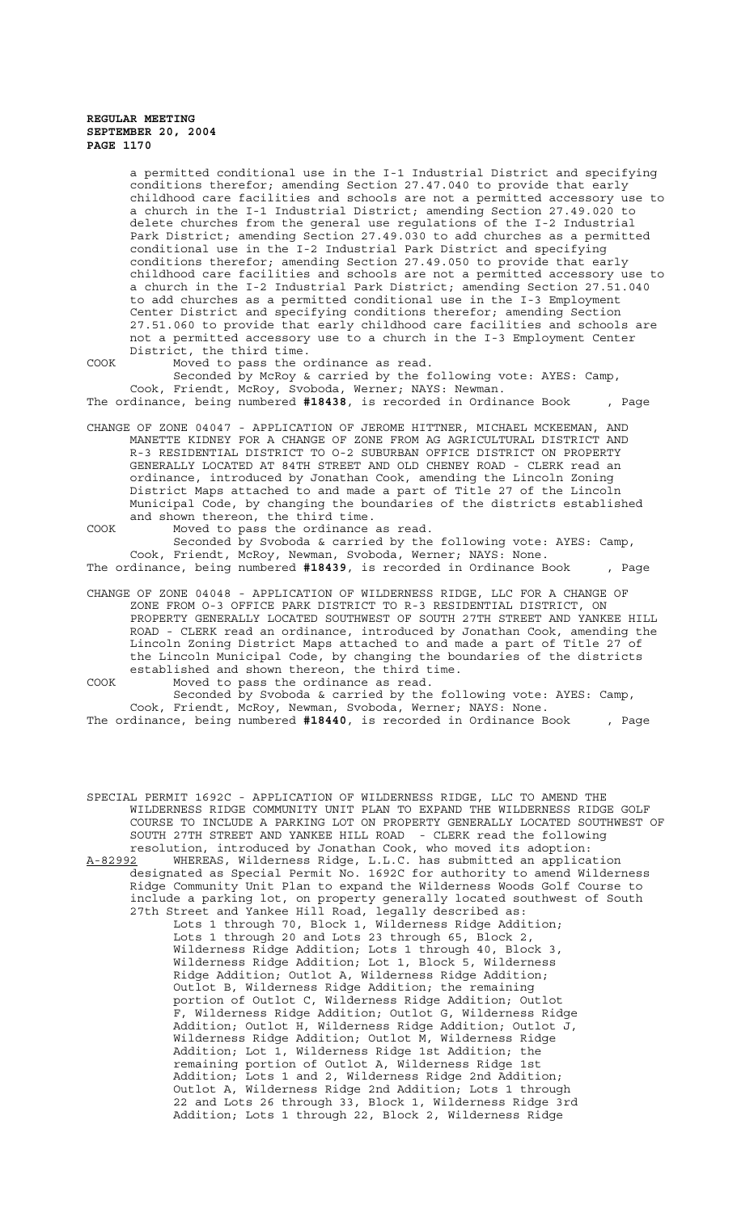a permitted conditional use in the I-1 Industrial District and specifying conditions therefor; amending Section 27.47.040 to provide that early childhood care facilities and schools are not a permitted accessory use to a church in the I-1 Industrial District; amending Section 27.49.020 to delete churches from the general use regulations of the I-2 Industrial Park District; amending Section 27.49.030 to add churches as a permitted conditional use in the I-2 Industrial Park District and specifying conditions therefor; amending Section 27.49.050 to provide that early childhood care facilities and schools are not a permitted accessory use to a church in the I-2 Industrial Park District; amending Section 27.51.040 to add churches as a permitted conditional use in the I-3 Employment Center District and specifying conditions therefor; amending Section 27.51.060 to provide that early childhood care facilities and schools are not a permitted accessory use to a church in the I-3 Employment Center District, the third time.

COOK Moved to pass the ordinance as read.

Seconded by McRoy & carried by the following vote: AYES: Camp, Cook, Friendt, McRoy, Svoboda, Werner; NAYS: Newman.

The ordinance, being numbered **#18438**, is recorded in Ordinance Book , Page

CHANGE OF ZONE 04047 - APPLICATION OF JEROME HITTNER, MICHAEL MCKEEMAN, AND MANETTE KIDNEY FOR A CHANGE OF ZONE FROM AG AGRICULTURAL DISTRICT AND R-3 RESIDENTIAL DISTRICT TO O-2 SUBURBAN OFFICE DISTRICT ON PROPERTY GENERALLY LOCATED AT 84TH STREET AND OLD CHENEY ROAD - CLERK read an ordinance, introduced by Jonathan Cook, amending the Lincoln Zoning District Maps attached to and made a part of Title 27 of the Lincoln Municipal Code, by changing the boundaries of the districts established and shown thereon, the third time.

COOK Moved to pass the ordinance as read.

Seconded by Svoboda & carried by the following vote: AYES: Camp, Cook, Friendt, McRoy, Newman, Svoboda, Werner; NAYS: None.

The ordinance, being numbered **#18439**, is recorded in Ordinance Book , Page

CHANGE OF ZONE 04048 - APPLICATION OF WILDERNESS RIDGE, LLC FOR A CHANGE OF ZONE FROM O-3 OFFICE PARK DISTRICT TO R-3 RESIDENTIAL DISTRICT, ON PROPERTY GENERALLY LOCATED SOUTHWEST OF SOUTH 27TH STREET AND YANKEE HILL ROAD - CLERK read an ordinance, introduced by Jonathan Cook, amending the Lincoln Zoning District Maps attached to and made a part of Title 27 of the Lincoln Municipal Code, by changing the boundaries of the districts established and shown thereon, the third time.

COOK Moved to pass the ordinance as read.

Seconded by Svoboda & carried by the following vote: AYES: Camp, Cook, Friendt, McRoy, Newman, Svoboda, Werner; NAYS: None.

The ordinance, being numbered **#18440**, is recorded in Ordinance Book , Page

SPECIAL PERMIT 1692C - APPLICATION OF WILDERNESS RIDGE, LLC TO AMEND THE WILDERNESS RIDGE COMMUNITY UNIT PLAN TO EXPAND THE WILDERNESS RIDGE GOLF COURSE TO INCLUDE A PARKING LOT ON PROPERTY GENERALLY LOCATED SOUTHWEST OF SOUTH 27TH STREET AND YANKEE HILL ROAD - CLERK read the following resolution, introduced by Jonathan Cook, who moved its adoption:

A-82992 WHEREAS, Wilderness Ridge, L.L.C. has submitted an application designated as Special Permit No. 1692C for authority to amend Wilderness Ridge Community Unit Plan to expand the Wilderness Woods Golf Course to include a parking lot, on property generally located southwest of South 27th Street and Yankee Hill Road, legally described as:

Lots 1 through 70, Block 1, Wilderness Ridge Addition; Lots 1 through 20 and Lots 23 through 65, Block 2, Wilderness Ridge Addition; Lots 1 through 40, Block 3, Wilderness Ridge Addition; Lot 1, Block 5, Wilderness Ridge Addition; Outlot A, Wilderness Ridge Addition; Outlot B, Wilderness Ridge Addition; the remaining portion of Outlot C, Wilderness Ridge Addition; Outlot F, Wilderness Ridge Addition; Outlot G, Wilderness Ridge Addition; Outlot H, Wilderness Ridge Addition; Outlot J, Wilderness Ridge Addition; Outlot M, Wilderness Ridge Addition; Lot 1, Wilderness Ridge 1st Addition; the remaining portion of Outlot A, Wilderness Ridge 1st Addition; Lots 1 and 2, Wilderness Ridge 2nd Addition; Outlot A, Wilderness Ridge 2nd Addition; Lots 1 through 22 and Lots 26 through 33, Block 1, Wilderness Ridge 3rd Addition; Lots 1 through 22, Block 2, Wilderness Ridge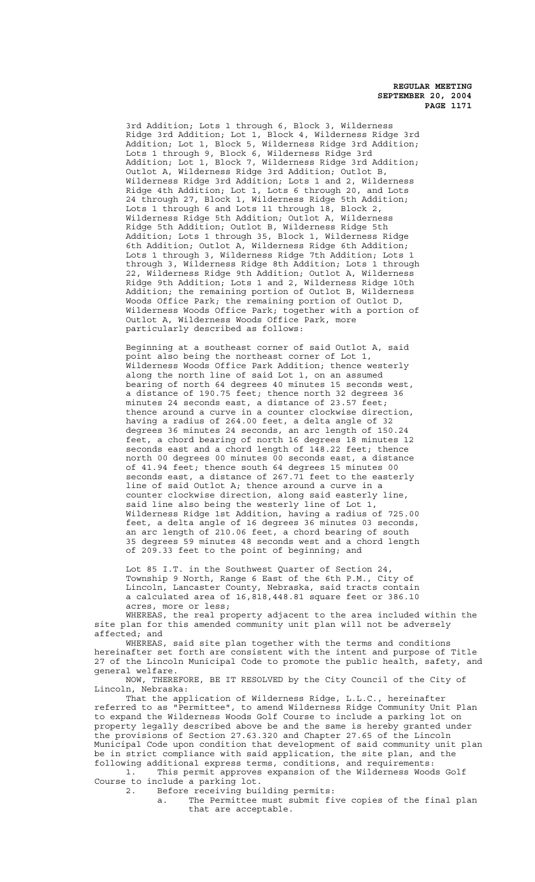3rd Addition; Lots 1 through 6, Block 3, Wilderness Ridge 3rd Addition; Lot 1, Block 4, Wilderness Ridge 3rd Addition; Lot 1, Block 5, Wilderness Ridge 3rd Addition; Lots 1 through 9, Block 6, Wilderness Ridge 3rd Addition; Lot 1, Block 7, Wilderness Ridge 3rd Addition; Outlot A, Wilderness Ridge 3rd Addition; Outlot B, Wilderness Ridge 3rd Addition; Lots 1 and 2, Wilderness Ridge 4th Addition; Lot 1, Lots 6 through 20, and Lots 24 through 27, Block 1, Wilderness Ridge 5th Addition; Lots 1 through 6 and Lots 11 through 18, Block 2, Wilderness Ridge 5th Addition; Outlot A, Wilderness Ridge 5th Addition; Outlot B, Wilderness Ridge 5th Addition; Lots 1 through 35, Block 1, Wilderness Ridge 6th Addition; Outlot A, Wilderness Ridge 6th Addition; Lots 1 through 3, Wilderness Ridge 7th Addition; Lots 1 through 3, Wilderness Ridge 8th Addition; Lots 1 through 22, Wilderness Ridge 9th Addition; Outlot A, Wilderness Ridge 9th Addition; Lots 1 and 2, Wilderness Ridge 10th Addition; the remaining portion of Outlot B, Wilderness Woods Office Park; the remaining portion of Outlot D, Wilderness Woods Office Park; together with a portion of Outlot A, Wilderness Woods Office Park, more particularly described as follows:

Beginning at a southeast corner of said Outlot A, said point also being the northeast corner of Lot 1, Wilderness Woods Office Park Addition; thence westerly along the north line of said Lot 1, on an assumed bearing of north 64 degrees 40 minutes 15 seconds west, a distance of 190.75 feet; thence north 32 degrees 36 minutes 24 seconds east, a distance of 23.57 feet; thence around a curve in a counter clockwise direction, having a radius of 264.00 feet, a delta angle of 32 degrees 36 minutes 24 seconds, an arc length of 150.24 feet, a chord bearing of north 16 degrees 18 minutes 12 seconds east and a chord length of 148.22 feet; thence north 00 degrees 00 minutes 00 seconds east, a distance of 41.94 feet; thence south 64 degrees 15 minutes 00 seconds east, a distance of 267.71 feet to the easterly line of said Outlot A; thence around a curve in a counter clockwise direction, along said easterly line, said line also being the westerly line of Lot 1, Wilderness Ridge 1st Addition, having a radius of 725.00 feet, a delta angle of 16 degrees 36 minutes 03 seconds, an arc length of 210.06 feet, a chord bearing of south 35 degrees 59 minutes 48 seconds west and a chord length of 209.33 feet to the point of beginning; and

Lot 85 I.T. in the Southwest Quarter of Section 24, Township 9 North, Range 6 East of the 6th P.M., City of Lincoln, Lancaster County, Nebraska, said tracts contain a calculated area of 16,818,448.81 square feet or 386.10 acres, more or less;

WHEREAS, the real property adjacent to the area included within the site plan for this amended community unit plan will not be adversely affected; and

WHEREAS, said site plan together with the terms and conditions hereinafter set forth are consistent with the intent and purpose of Title 27 of the Lincoln Municipal Code to promote the public health, safety, and general welfare.

NOW, THEREFORE, BE IT RESOLVED by the City Council of the City of Lincoln, Nebraska:

That the application of Wilderness Ridge, L.L.C., hereinafter referred to as "Permittee", to amend Wilderness Ridge Community Unit Plan to expand the Wilderness Woods Golf Course to include a parking lot on property legally described above be and the same is hereby granted under the provisions of Section 27.63.320 and Chapter 27.65 of the Lincoln Municipal Code upon condition that development of said community unit plan be in strict compliance with said application, the site plan, and the following additional express terms, conditions, and requirements:

1. This permit approves expansion of the Wilderness Woods Golf Course to include a parking lot.
2. Before receiving building permits:
   a. The Permittee must submit five copies of the final plan that are acceptable.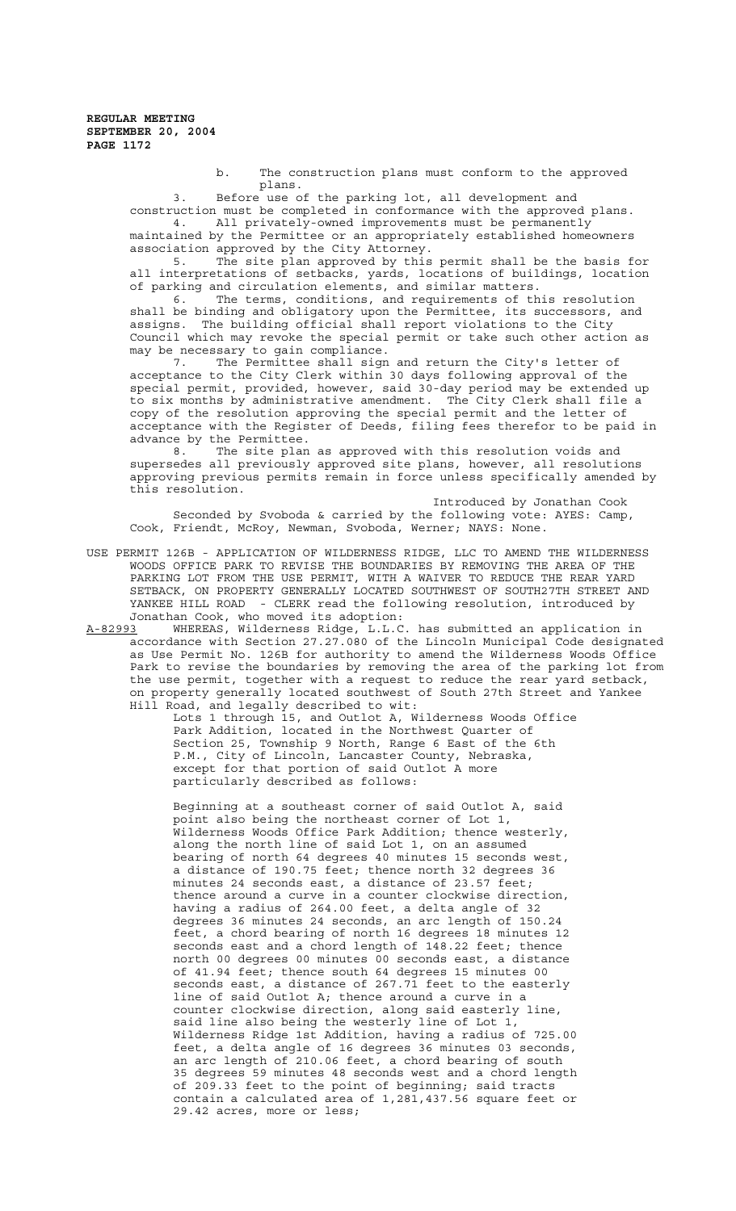b. The construction plans must conform to the approved plans.

3. Before use of the parking lot, all development and construction must be completed in conformance with the approved plans.

4. All privately-owned improvements must be permanently maintained by the Permittee or an appropriately established homeowners association approved by the City Attorney.

5. The site plan approved by this permit shall be the basis for all interpretations of setbacks, yards, locations of buildings, location of parking and circulation elements, and similar matters.

6. The terms, conditions, and requirements of this resolution shall be binding and obligatory upon the Permittee, its successors, and assigns. The building official shall report violations to the City Council which may revoke the special permit or take such other action as may be necessary to gain compliance.

7. The Permittee shall sign and return the City's letter of acceptance to the City Clerk within 30 days following approval of the special permit, provided, however, said 30-day period may be extended up to six months by administrative amendment. The City Clerk shall file a copy of the resolution approving the special permit and the letter of acceptance with the Register of Deeds, filing fees therefor to be paid in advance by the Permittee.

8. The site plan as approved with this resolution voids and supersedes all previously approved site plans, however, all resolutions approving previous permits remain in force unless specifically amended by this resolution.

Introduced by Jonathan Cook

Seconded by Svoboda & carried by the following vote: AYES: Camp, Cook, Friendt, McRoy, Newman, Svoboda, Werner; NAYS: None.

USE PERMIT 126B - APPLICATION OF WILDERNESS RIDGE, LLC TO AMEND THE WILDERNESS WOODS OFFICE PARK TO REVISE THE BOUNDARIES BY REMOVING THE AREA OF THE PARKING LOT FROM THE USE PERMIT, WITH A WAIVER TO REDUCE THE REAR YARD SETBACK, ON PROPERTY GENERALLY LOCATED SOUTHWEST OF SOUTH27TH STREET AND YANKEE HILL ROAD - CLERK read the following resolution, introduced by Jonathan Cook, who moved its adoption:

A-82993 WHEREAS, Wilderness Ridge, L.L.C. has submitted an application in accordance with Section 27.27.080 of the Lincoln Municipal Code designated as Use Permit No. 126B for authority to amend the Wilderness Woods Office Park to revise the boundaries by removing the area of the parking lot from the use permit, together with a request to reduce the rear yard setback, on property generally located southwest of South 27th Street and Yankee Hill Road, and legally described to wit:

Lots 1 through 15, and Outlot A, Wilderness Woods Office Park Addition, located in the Northwest Quarter of Section 25, Township 9 North, Range 6 East of the 6th P.M., City of Lincoln, Lancaster County, Nebraska, except for that portion of said Outlot A more particularly described as follows:

Beginning at a southeast corner of said Outlot A, said point also being the northeast corner of Lot 1, Wilderness Woods Office Park Addition; thence westerly, along the north line of said Lot 1, on an assumed bearing of north 64 degrees 40 minutes 15 seconds west, a distance of 190.75 feet; thence north 32 degrees 36 minutes 24 seconds east, a distance of 23.57 feet; thence around a curve in a counter clockwise direction, having a radius of 264.00 feet, a delta angle of 32 degrees 36 minutes 24 seconds, an arc length of 150.24 feet, a chord bearing of north 16 degrees 18 minutes 12 seconds east and a chord length of 148.22 feet; thence north 00 degrees 00 minutes 00 seconds east, a distance of 41.94 feet; thence south 64 degrees 15 minutes 00 seconds east, a distance of 267.71 feet to the easterly line of said Outlot A; thence around a curve in a counter clockwise direction, along said easterly line, said line also being the westerly line of Lot 1, Wilderness Ridge 1st Addition, having a radius of 725.00 feet, a delta angle of 16 degrees 36 minutes 03 seconds, an arc length of 210.06 feet, a chord bearing of south 35 degrees 59 minutes 48 seconds west and a chord length of 209.33 feet to the point of beginning; said tracts contain a calculated area of 1,281,437.56 square feet or 29.42 acres, more or less;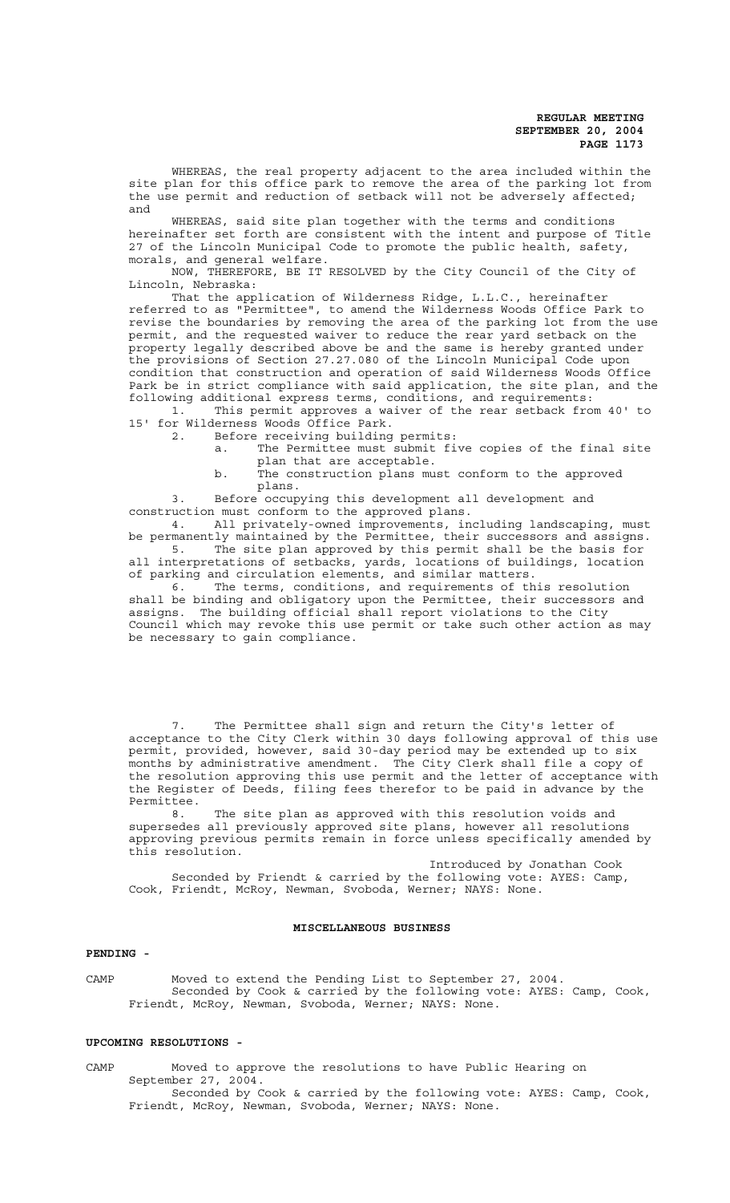WHEREAS, the real property adjacent to the area included within the site plan for this office park to remove the area of the parking lot from the use permit and reduction of setback will not be adversely affected; and

WHEREAS, said site plan together with the terms and conditions hereinafter set forth are consistent with the intent and purpose of Title 27 of the Lincoln Municipal Code to promote the public health, safety, morals, and general welfare.

NOW, THEREFORE, BE IT RESOLVED by the City Council of the City of Lincoln, Nebraska:

That the application of Wilderness Ridge, L.L.C., hereinafter referred to as "Permittee", to amend the Wilderness Woods Office Park to revise the boundaries by removing the area of the parking lot from the use permit, and the requested waiver to reduce the rear yard setback on the property legally described above be and the same is hereby granted under the provisions of Section 27.27.080 of the Lincoln Municipal Code upon condition that construction and operation of said Wilderness Woods Office Park be in strict compliance with said application, the site plan, and the following additional express terms, conditions, and requirements:

1. This permit approves a waiver of the rear setback from 40' to 15' for Wilderness Woods Office Park.
2. Before receiving building permits:
   a. The Permittee must submit five copies of the final site plan that are acceptable.
   b. The construction plans must conform to the approved plans.
3. Before occupying this development all development and construction must conform to the approved plans.
4. All privately-owned improvements, including landscaping, must be permanently maintained by the Permittee, their successors and assigns.
5. The site plan approved by this permit shall be the basis for all interpretations of setbacks, yards, locations of buildings, location of parking and circulation elements, and similar matters.
6. The terms, conditions, and requirements of this resolution shall be binding and obligatory upon the Permittee, their successors and assigns. The building official shall report violations to the City Council which may revoke this use permit or take such other action as may be necessary to gain compliance.
7. The Permittee shall sign and return the City's letter of acceptance to the City Clerk within 30 days following approval of this use permit, provided, however, said 30-day period may be extended up to six months by administrative amendment. The City Clerk shall file a copy of the resolution approving this use permit and the letter of acceptance with the Register of Deeds, filing fees therefor to be paid in advance by the Permittee.
8. The site plan as approved with this resolution voids and supersedes all previously approved site plans, however all resolutions approving previous permits remain in force unless specifically amended by this resolution.

Introduced by Jonathan Cook

Seconded by Friendt & carried by the following vote: AYES: Camp, Cook, Friendt, McRoy, Newman, Svoboda, Werner; NAYS: None.

## MISCELLANEOUS BUSINESS

**PENDING -**

CAMP Moved to extend the Pending List to September 27, 2004.
Seconded by Cook & carried by the following vote: AYES: Camp, Cook, Friendt, McRoy, Newman, Svoboda, Werner; NAYS: None.

**UPCOMING RESOLUTIONS -**

CAMP Moved to approve the resolutions to have Public Hearing on September 27, 2004.
Seconded by Cook & carried by the following vote: AYES: Camp, Cook, Friendt, McRoy, Newman, Svoboda, Werner; NAYS: None.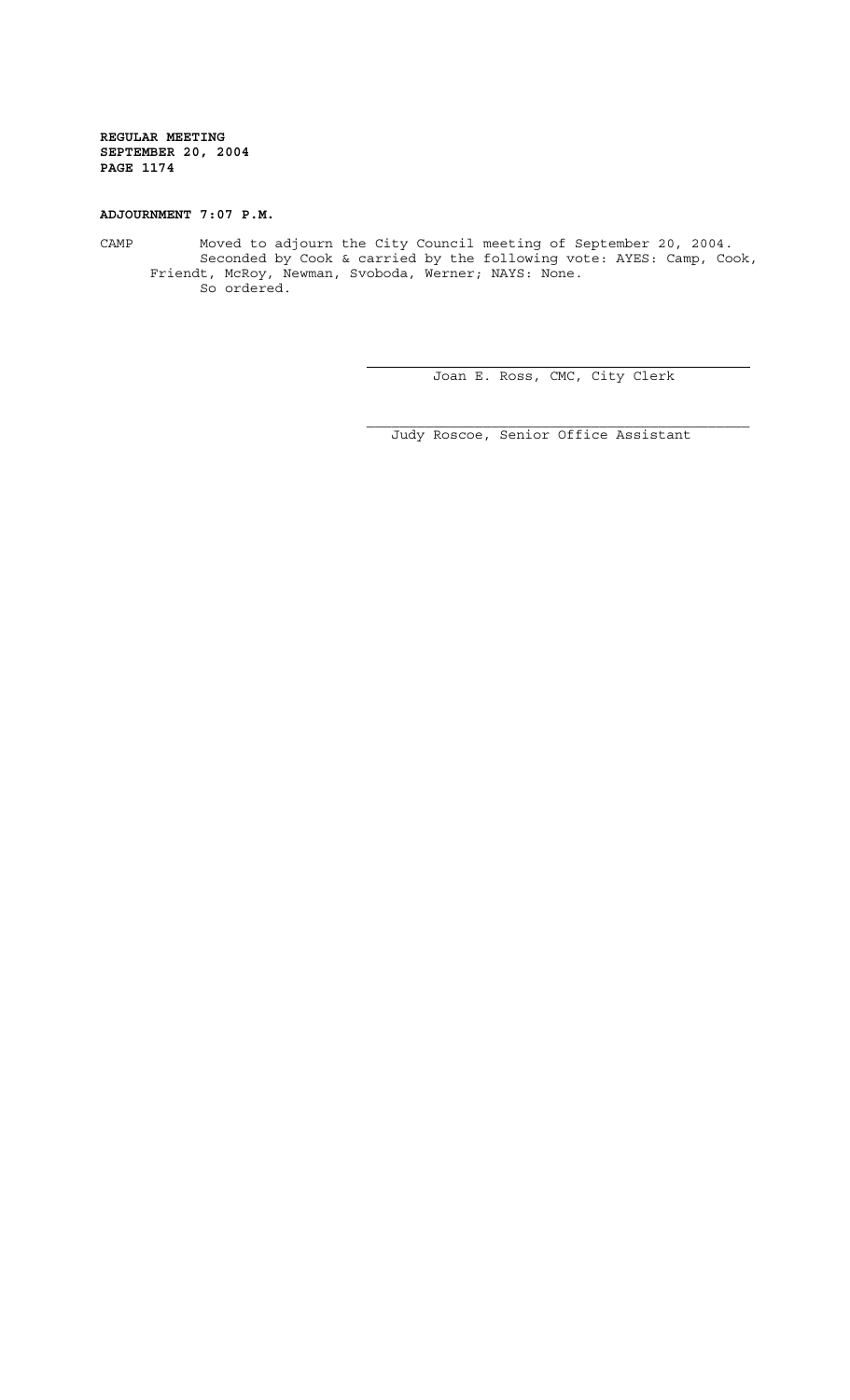**ADJOURNMENT 7:07 P.M.**

CAMP Moved to adjourn the City Council meeting of September 20, 2004. Seconded by Cook & carried by the following vote: AYES: Camp, Cook, Friendt, McRoy, Newman, Svoboda, Werner; NAYS: None.
So ordered.

Joan E. Ross, CMC, City Clerk

Judy Roscoe, Senior Office Assistant